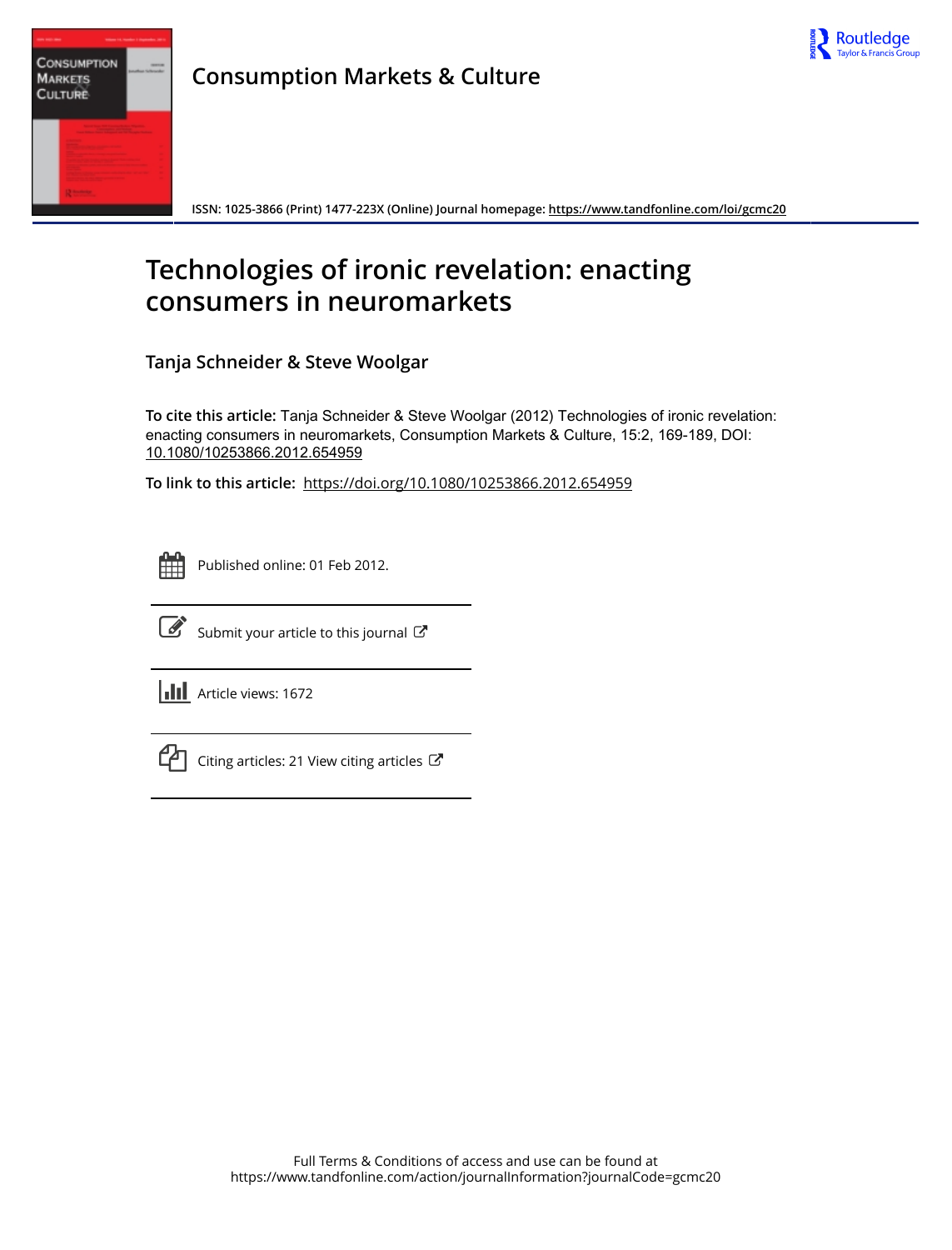Consumption Markets & Culture

ISSN: 1025-3866 (Print) 1477-223X (Online) Journal homepage: https://www.tandfonline.com/loi/gcmc20

# Technologies of ironic revelation: enacting consumers in neuromarkets

Tanja Schneider & Steve Woolgar

**To cite this article:** Tanja Schneider & Steve Woolgar (2012) Technologies of ironic revelation: enacting consumers in neuromarkets, Consumption Markets & Culture, 15:2, 169-189, DOI: 10.1080/10253866.2012.654959

**To link to this article:** https://doi.org/10.1080/10253866.2012.654959

Published online: 01 Feb 2012.

Submit your article to this journal

Article views: 1672

Citing articles: 21 View citing articles

Full Terms & Conditions of access and use can be found at https://www.tandfonline.com/action/journalInformation?journalCode=gcmc20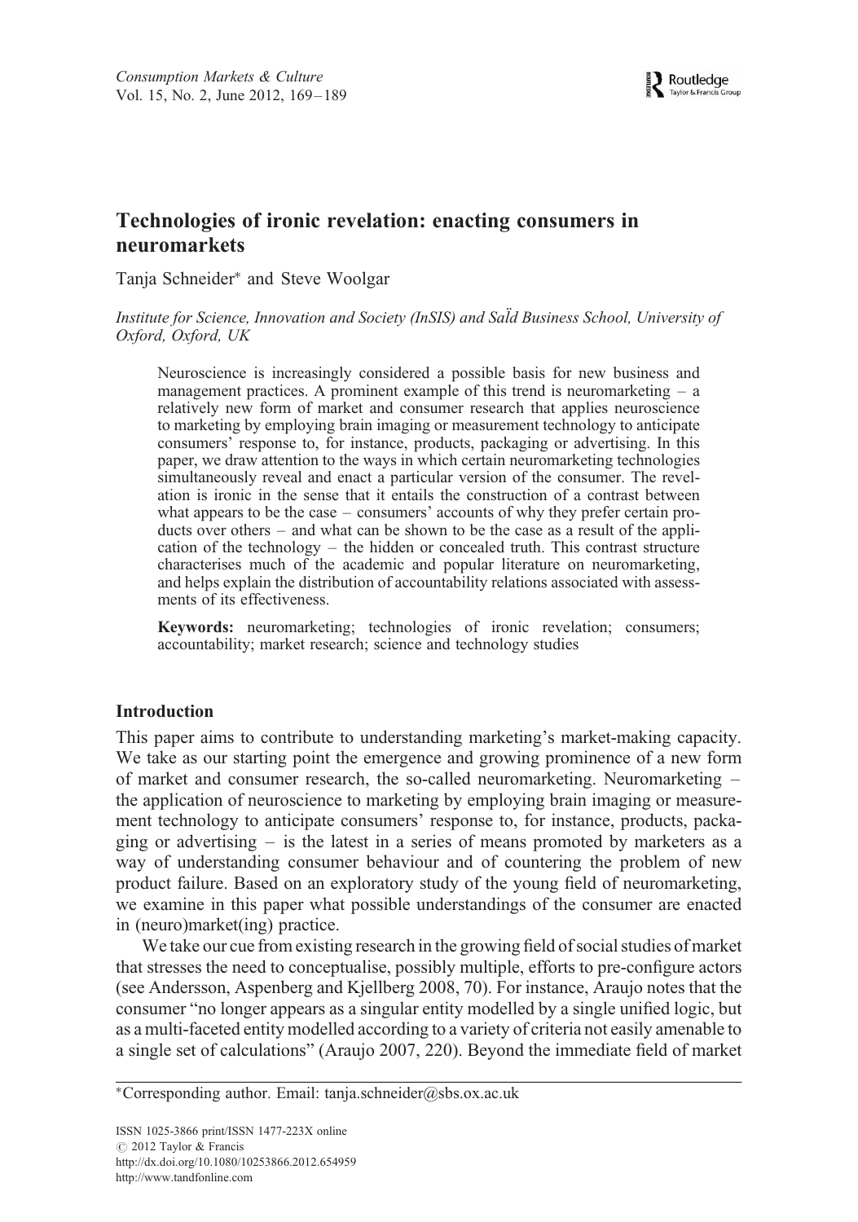# Technologies of ironic revelation: enacting consumers in neuromarkets

Tanja Schneider* and Steve Woolgar

*Institute for Science, Innovation and Society (InSIS) and Saïd Business School, University of Oxford, Oxford, UK*

> Neuroscience is increasingly considered a possible basis for new business and management practices. A prominent example of this trend is neuromarketing – a relatively new form of market and consumer research that applies neuroscience to marketing by employing brain imaging or measurement technology to anticipate consumers' response to, for instance, products, packaging or advertising. In this paper, we draw attention to the ways in which certain neuromarketing technologies simultaneously reveal and enact a particular version of the consumer. The revelation is ironic in the sense that it entails the construction of a contrast between what appears to be the case – consumers' accounts of why they prefer certain products over others – and what can be shown to be the case as a result of the application of the technology – the hidden or concealed truth. This contrast structure characterises much of the academic and popular literature on neuromarketing, and helps explain the distribution of accountability relations associated with assessments of its effectiveness.
>
> **Keywords:** neuromarketing; technologies of ironic revelation; consumers; accountability; market research; science and technology studies

## Introduction

This paper aims to contribute to understanding marketing's market-making capacity. We take as our starting point the emergence and growing prominence of a new form of market and consumer research, the so-called neuromarketing. Neuromarketing – the application of neuroscience to marketing by employing brain imaging or measurement technology to anticipate consumers' response to, for instance, products, packaging or advertising – is the latest in a series of means promoted by marketers as a way of understanding consumer behaviour and of countering the problem of new product failure. Based on an exploratory study of the young field of neuromarketing, we examine in this paper what possible understandings of the consumer are enacted in (neuro)market(ing) practice.

We take our cue from existing research in the growing field of social studies of market that stresses the need to conceptualise, possibly multiple, efforts to pre-configure actors (see Andersson, Aspenberg and Kjellberg 2008, 70). For instance, Araujo notes that the consumer "no longer appears as a singular entity modelled by a single unified logic, but as a multi-faceted entity modelled according to a variety of criteria not easily amenable to a single set of calculations" (Araujo 2007, 220). Beyond the immediate field of market

*Corresponding author. Email: tanja.schneider@sbs.ox.ac.uk

ISSN 1025-3866 print/ISSN 1477-223X online
© 2012 Taylor & Francis
http://dx.doi.org/10.1080/10253866.2012.654959
http://www.tandfonline.com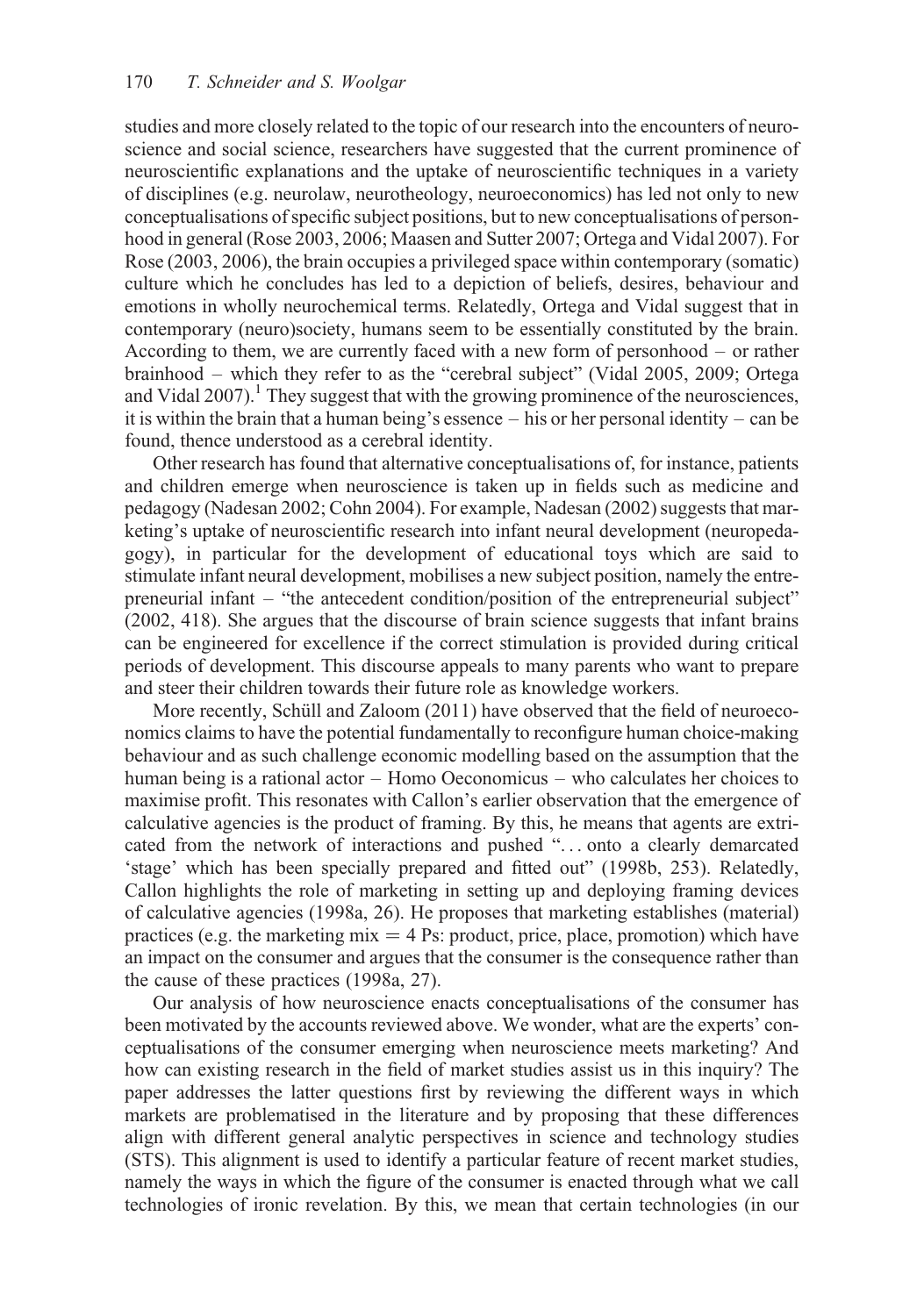studies and more closely related to the topic of our research into the encounters of neuroscience and social science, researchers have suggested that the current prominence of neuroscientific explanations and the uptake of neuroscientific techniques in a variety of disciplines (e.g. neurolaw, neurotheology, neuroeconomics) has led not only to new conceptualisations of specific subject positions, but to new conceptualisations of personhood in general (Rose 2003, 2006; Maasen and Sutter 2007; Ortega and Vidal 2007). For Rose (2003, 2006), the brain occupies a privileged space within contemporary (somatic) culture which he concludes has led to a depiction of beliefs, desires, behaviour and emotions in wholly neurochemical terms. Relatedly, Ortega and Vidal suggest that in contemporary (neuro)society, humans seem to be essentially constituted by the brain. According to them, we are currently faced with a new form of personhood – or rather brainhood – which they refer to as the "cerebral subject" (Vidal 2005, 2009; Ortega and Vidal 2007).[1] They suggest that with the growing prominence of the neurosciences, it is within the brain that a human being's essence – his or her personal identity – can be found, thence understood as a cerebral identity.

Other research has found that alternative conceptualisations of, for instance, patients and children emerge when neuroscience is taken up in fields such as medicine and pedagogy (Nadesan 2002; Cohn 2004). For example, Nadesan (2002) suggests that marketing's uptake of neuroscientific research into infant neural development (neuropedagogy), in particular for the development of educational toys which are said to stimulate infant neural development, mobilises a new subject position, namely the entrepreneurial infant – "the antecedent condition/position of the entrepreneurial subject" (2002, 418). She argues that the discourse of brain science suggests that infant brains can be engineered for excellence if the correct stimulation is provided during critical periods of development. This discourse appeals to many parents who want to prepare and steer their children towards their future role as knowledge workers.

More recently, Schüll and Zaloom (2011) have observed that the field of neuroeconomics claims to have the potential fundamentally to reconfigure human choice-making behaviour and as such challenge economic modelling based on the assumption that the human being is a rational actor – Homo Oeconomicus – who calculates her choices to maximise profit. This resonates with Callon's earlier observation that the emergence of calculative agencies is the product of framing. By this, he means that agents are extricated from the network of interactions and pushed "... onto a clearly demarcated 'stage' which has been specially prepared and fitted out" (1998b, 253). Relatedly, Callon highlights the role of marketing in setting up and deploying framing devices of calculative agencies (1998a, 26). He proposes that marketing establishes (material) practices (e.g. the marketing mix = 4 Ps: product, price, place, promotion) which have an impact on the consumer and argues that the consumer is the consequence rather than the cause of these practices (1998a, 27).

Our analysis of how neuroscience enacts conceptualisations of the consumer has been motivated by the accounts reviewed above. We wonder, what are the experts' conceptualisations of the consumer emerging when neuroscience meets marketing? And how can existing research in the field of market studies assist us in this inquiry? The paper addresses the latter questions first by reviewing the different ways in which markets are problematised in the literature and by proposing that these differences align with different general analytic perspectives in science and technology studies (STS). This alignment is used to identify a particular feature of recent market studies, namely the ways in which the figure of the consumer is enacted through what we call technologies of ironic revelation. By this, we mean that certain technologies (in our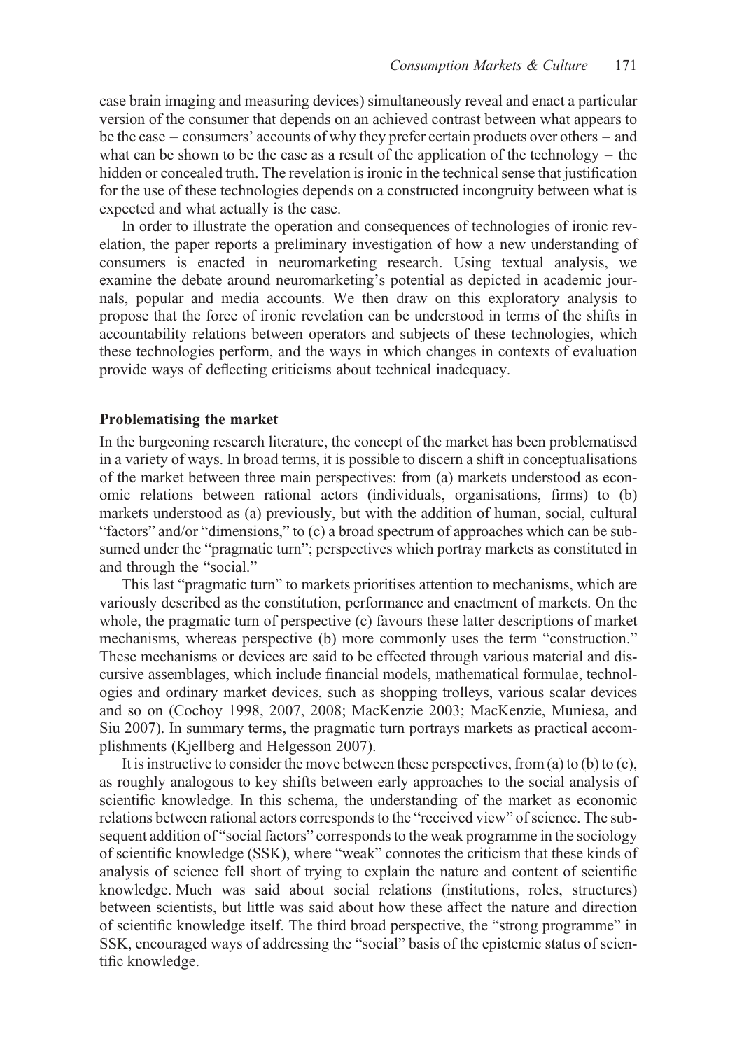case brain imaging and measuring devices) simultaneously reveal and enact a particular version of the consumer that depends on an achieved contrast between what appears to be the case – consumers' accounts of why they prefer certain products over others – and what can be shown to be the case as a result of the application of the technology – the hidden or concealed truth. The revelation is ironic in the technical sense that justification for the use of these technologies depends on a constructed incongruity between what is expected and what actually is the case.

In order to illustrate the operation and consequences of technologies of ironic revelation, the paper reports a preliminary investigation of how a new understanding of consumers is enacted in neuromarketing research. Using textual analysis, we examine the debate around neuromarketing's potential as depicted in academic journals, popular and media accounts. We then draw on this exploratory analysis to propose that the force of ironic revelation can be understood in terms of the shifts in accountability relations between operators and subjects of these technologies, which these technologies perform, and the ways in which changes in contexts of evaluation provide ways of deflecting criticisms about technical inadequacy.

## Problematising the market

In the burgeoning research literature, the concept of the market has been problematised in a variety of ways. In broad terms, it is possible to discern a shift in conceptualisations of the market between three main perspectives: from (a) markets understood as economic relations between rational actors (individuals, organisations, firms) to (b) markets understood as (a) previously, but with the addition of human, social, cultural "factors" and/or "dimensions," to (c) a broad spectrum of approaches which can be subsumed under the "pragmatic turn"; perspectives which portray markets as constituted in and through the "social."

This last "pragmatic turn" to markets prioritises attention to mechanisms, which are variously described as the constitution, performance and enactment of markets. On the whole, the pragmatic turn of perspective (c) favours these latter descriptions of market mechanisms, whereas perspective (b) more commonly uses the term "construction." These mechanisms or devices are said to be effected through various material and discursive assemblages, which include financial models, mathematical formulae, technologies and ordinary market devices, such as shopping trolleys, various scalar devices and so on (Cochoy 1998, 2007, 2008; MacKenzie 2003; MacKenzie, Muniesa, and Siu 2007). In summary terms, the pragmatic turn portrays markets as practical accomplishments (Kjellberg and Helgesson 2007).

It is instructive to consider the move between these perspectives, from (a) to (b) to (c), as roughly analogous to key shifts between early approaches to the social analysis of scientific knowledge. In this schema, the understanding of the market as economic relations between rational actors corresponds to the "received view" of science. The subsequent addition of "social factors" corresponds to the weak programme in the sociology of scientific knowledge (SSK), where "weak" connotes the criticism that these kinds of analysis of science fell short of trying to explain the nature and content of scientific knowledge. Much was said about social relations (institutions, roles, structures) between scientists, but little was said about how these affect the nature and direction of scientific knowledge itself. The third broad perspective, the "strong programme" in SSK, encouraged ways of addressing the "social" basis of the epistemic status of scientific knowledge.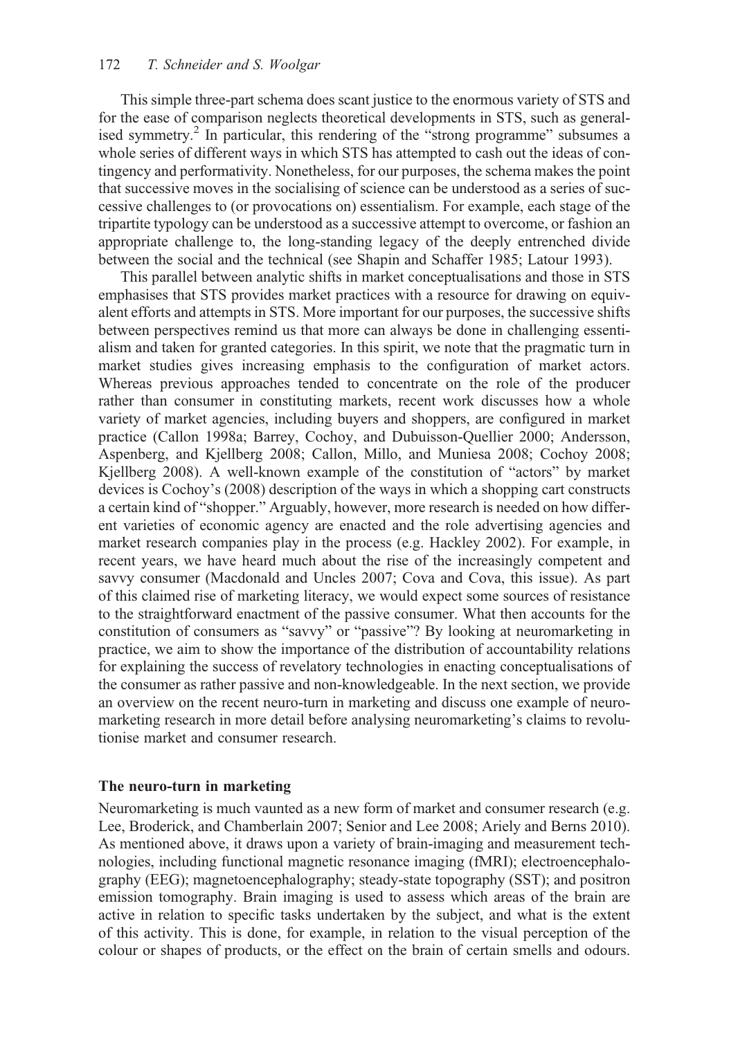This simple three-part schema does scant justice to the enormous variety of STS and for the ease of comparison neglects theoretical developments in STS, such as generalised symmetry.[2] In particular, this rendering of the "strong programme" subsumes a whole series of different ways in which STS has attempted to cash out the ideas of contingency and performativity. Nonetheless, for our purposes, the schema makes the point that successive moves in the socialising of science can be understood as a series of successive challenges to (or provocations on) essentialism. For example, each stage of the tripartite typology can be understood as a successive attempt to overcome, or fashion an appropriate challenge to, the long-standing legacy of the deeply entrenched divide between the social and the technical (see Shapin and Schaffer 1985; Latour 1993).

This parallel between analytic shifts in market conceptualisations and those in STS emphasises that STS provides market practices with a resource for drawing on equivalent efforts and attempts in STS. More important for our purposes, the successive shifts between perspectives remind us that more can always be done in challenging essentialism and taken for granted categories. In this spirit, we note that the pragmatic turn in market studies gives increasing emphasis to the configuration of market actors. Whereas previous approaches tended to concentrate on the role of the producer rather than consumer in constituting markets, recent work discusses how a whole variety of market agencies, including buyers and shoppers, are configured in market practice (Callon 1998a; Barrey, Cochoy, and Dubuisson-Quellier 2000; Andersson, Aspenberg, and Kjellberg 2008; Callon, Millo, and Muniesa 2008; Cochoy 2008; Kjellberg 2008). A well-known example of the constitution of "actors" by market devices is Cochoy's (2008) description of the ways in which a shopping cart constructs a certain kind of "shopper." Arguably, however, more research is needed on how different varieties of economic agency are enacted and the role advertising agencies and market research companies play in the process (e.g. Hackley 2002). For example, in recent years, we have heard much about the rise of the increasingly competent and savvy consumer (Macdonald and Uncles 2007; Cova and Cova, this issue). As part of this claimed rise of marketing literacy, we would expect some sources of resistance to the straightforward enactment of the passive consumer. What then accounts for the constitution of consumers as "savvy" or "passive"? By looking at neuromarketing in practice, we aim to show the importance of the distribution of accountability relations for explaining the success of revelatory technologies in enacting conceptualisations of the consumer as rather passive and non-knowledgeable. In the next section, we provide an overview on the recent neuro-turn in marketing and discuss one example of neuromarketing research in more detail before analysing neuromarketing's claims to revolutionise market and consumer research.

## The neuro-turn in marketing

Neuromarketing is much vaunted as a new form of market and consumer research (e.g. Lee, Broderick, and Chamberlain 2007; Senior and Lee 2008; Ariely and Berns 2010). As mentioned above, it draws upon a variety of brain-imaging and measurement technologies, including functional magnetic resonance imaging (fMRI); electroencephalography (EEG); magnetoencephalography; steady-state topography (SST); and positron emission tomography. Brain imaging is used to assess which areas of the brain are active in relation to specific tasks undertaken by the subject, and what is the extent of this activity. This is done, for example, in relation to the visual perception of the colour or shapes of products, or the effect on the brain of certain smells and odours.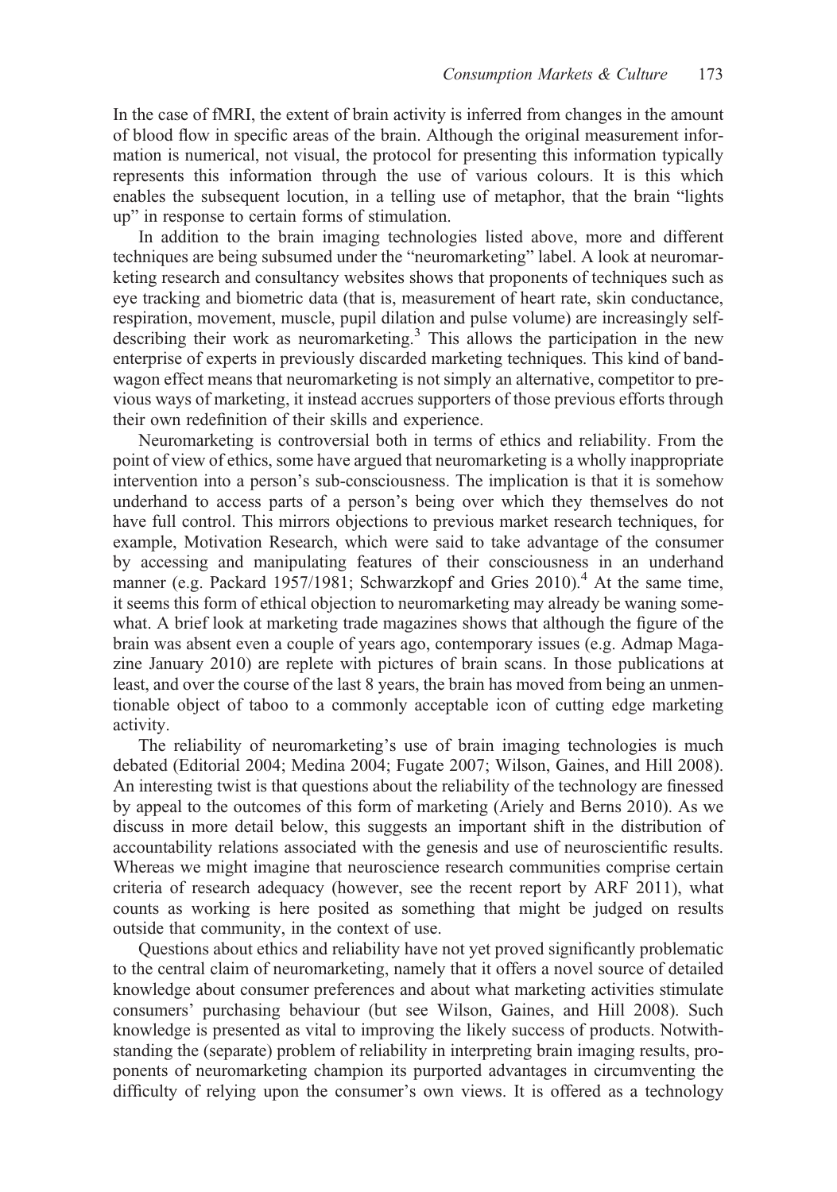In the case of fMRI, the extent of brain activity is inferred from changes in the amount of blood flow in specific areas of the brain. Although the original measurement information is numerical, not visual, the protocol for presenting this information typically represents this information through the use of various colours. It is this which enables the subsequent locution, in a telling use of metaphor, that the brain "lights up" in response to certain forms of stimulation.

In addition to the brain imaging technologies listed above, more and different techniques are being subsumed under the "neuromarketing" label. A look at neuromarketing research and consultancy websites shows that proponents of techniques such as eye tracking and biometric data (that is, measurement of heart rate, skin conductance, respiration, movement, muscle, pupil dilation and pulse volume) are increasingly self-describing their work as neuromarketing.[3] This allows the participation in the new enterprise of experts in previously discarded marketing techniques. This kind of bandwagon effect means that neuromarketing is not simply an alternative, competitor to previous ways of marketing, it instead accrues supporters of those previous efforts through their own redefinition of their skills and experience.

Neuromarketing is controversial both in terms of ethics and reliability. From the point of view of ethics, some have argued that neuromarketing is a wholly inappropriate intervention into a person's sub-consciousness. The implication is that it is somehow underhand to access parts of a person's being over which they themselves do not have full control. This mirrors objections to previous market research techniques, for example, Motivation Research, which were said to take advantage of the consumer by accessing and manipulating features of their consciousness in an underhand manner (e.g. Packard 1957/1981; Schwarzkopf and Gries 2010).[4] At the same time, it seems this form of ethical objection to neuromarketing may already be waning somewhat. A brief look at marketing trade magazines shows that although the figure of the brain was absent even a couple of years ago, contemporary issues (e.g. Admap Magazine January 2010) are replete with pictures of brain scans. In those publications at least, and over the course of the last 8 years, the brain has moved from being an unmentionable object of taboo to a commonly acceptable icon of cutting edge marketing activity.

The reliability of neuromarketing's use of brain imaging technologies is much debated (Editorial 2004; Medina 2004; Fugate 2007; Wilson, Gaines, and Hill 2008). An interesting twist is that questions about the reliability of the technology are finessed by appeal to the outcomes of this form of marketing (Ariely and Berns 2010). As we discuss in more detail below, this suggests an important shift in the distribution of accountability relations associated with the genesis and use of neuroscientific results. Whereas we might imagine that neuroscience research communities comprise certain criteria of research adequacy (however, see the recent report by ARF 2011), what counts as working is here posited as something that might be judged on results outside that community, in the context of use.

Questions about ethics and reliability have not yet proved significantly problematic to the central claim of neuromarketing, namely that it offers a novel source of detailed knowledge about consumer preferences and about what marketing activities stimulate consumers' purchasing behaviour (but see Wilson, Gaines, and Hill 2008). Such knowledge is presented as vital to improving the likely success of products. Notwithstanding the (separate) problem of reliability in interpreting brain imaging results, proponents of neuromarketing champion its purported advantages in circumventing the difficulty of relying upon the consumer's own views. It is offered as a technology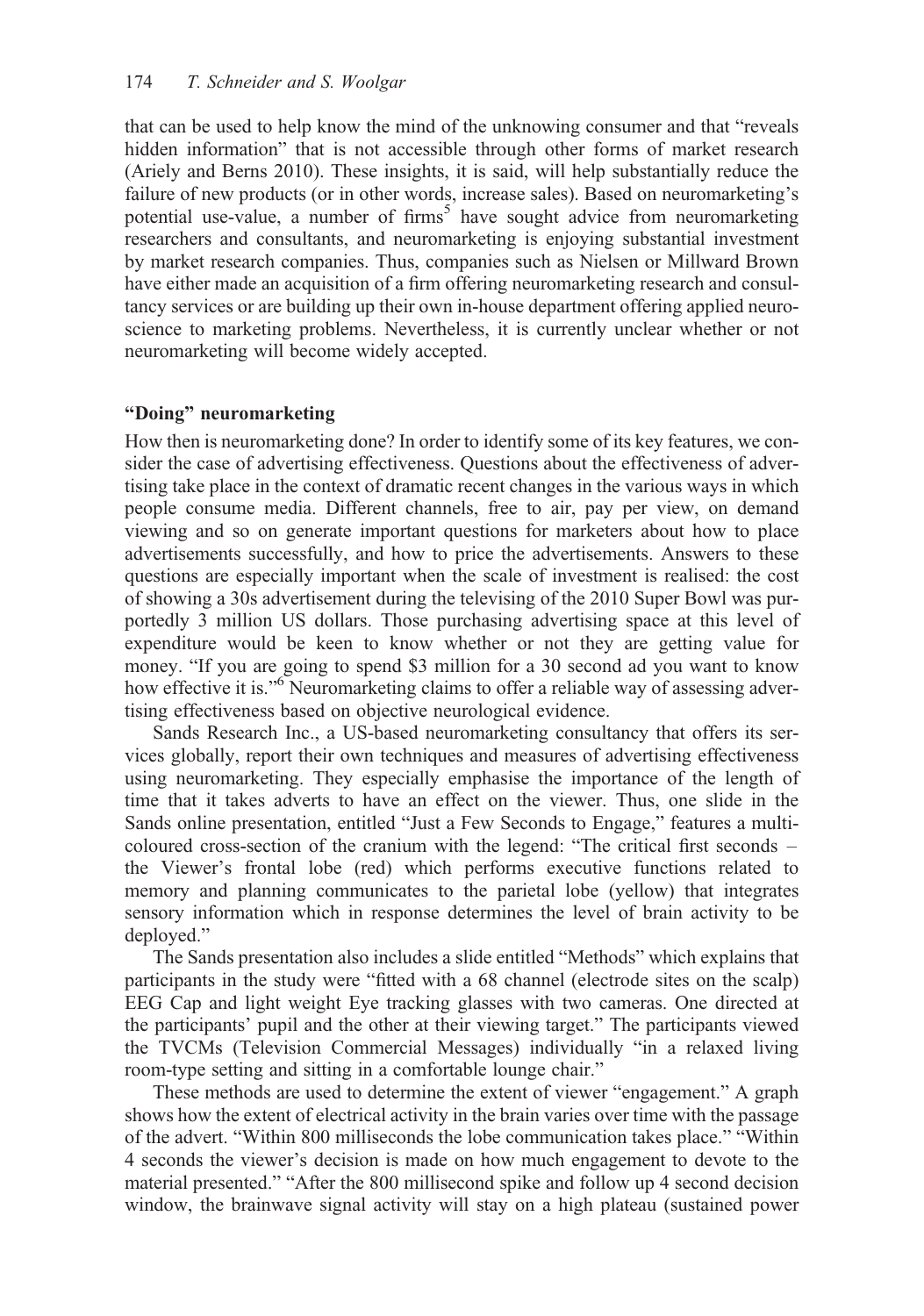that can be used to help know the mind of the unknowing consumer and that "reveals hidden information" that is not accessible through other forms of market research (Ariely and Berns 2010). These insights, it is said, will help substantially reduce the failure of new products (or in other words, increase sales). Based on neuromarketing's potential use-value, a number of firms[5] have sought advice from neuromarketing researchers and consultants, and neuromarketing is enjoying substantial investment by market research companies. Thus, companies such as Nielsen or Millward Brown have either made an acquisition of a firm offering neuromarketing research and consultancy services or are building up their own in-house department offering applied neuroscience to marketing problems. Nevertheless, it is currently unclear whether or not neuromarketing will become widely accepted.

## "Doing" neuromarketing

How then is neuromarketing done? In order to identify some of its key features, we consider the case of advertising effectiveness. Questions about the effectiveness of advertising take place in the context of dramatic recent changes in the various ways in which people consume media. Different channels, free to air, pay per view, on demand viewing and so on generate important questions for marketers about how to place advertisements successfully, and how to price the advertisements. Answers to these questions are especially important when the scale of investment is realised: the cost of showing a 30s advertisement during the televising of the 2010 Super Bowl was purportedly 3 million US dollars. Those purchasing advertising space at this level of expenditure would be keen to know whether or not they are getting value for money. "If you are going to spend $3 million for a 30 second ad you want to know how effective it is."[6] Neuromarketing claims to offer a reliable way of assessing advertising effectiveness based on objective neurological evidence.

Sands Research Inc., a US-based neuromarketing consultancy that offers its services globally, report their own techniques and measures of advertising effectiveness using neuromarketing. They especially emphasise the importance of the length of time that it takes adverts to have an effect on the viewer. Thus, one slide in the Sands online presentation, entitled "Just a Few Seconds to Engage," features a multi-coloured cross-section of the cranium with the legend: "The critical first seconds – the Viewer's frontal lobe (red) which performs executive functions related to memory and planning communicates to the parietal lobe (yellow) that integrates sensory information which in response determines the level of brain activity to be deployed."

The Sands presentation also includes a slide entitled "Methods" which explains that participants in the study were "fitted with a 68 channel (electrode sites on the scalp) EEG Cap and light weight Eye tracking glasses with two cameras. One directed at the participants' pupil and the other at their viewing target." The participants viewed the TVCMs (Television Commercial Messages) individually "in a relaxed living room-type setting and sitting in a comfortable lounge chair."

These methods are used to determine the extent of viewer "engagement." A graph shows how the extent of electrical activity in the brain varies over time with the passage of the advert. "Within 800 milliseconds the lobe communication takes place." "Within 4 seconds the viewer's decision is made on how much engagement to devote to the material presented." "After the 800 millisecond spike and follow up 4 second decision window, the brainwave signal activity will stay on a high plateau (sustained power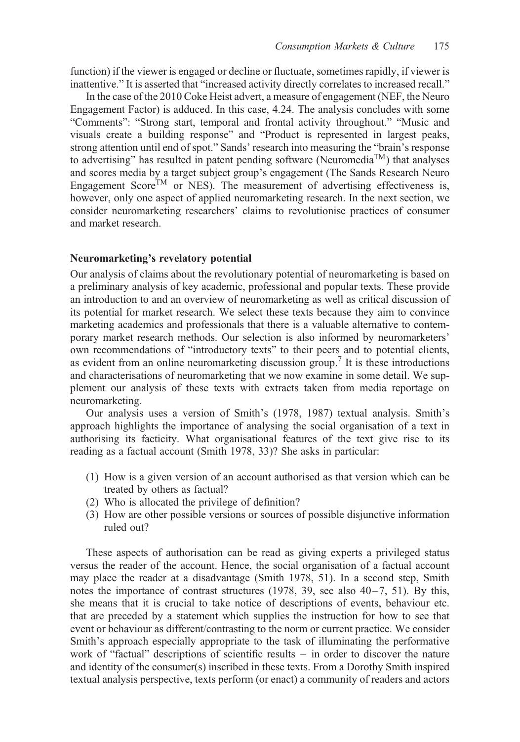function) if the viewer is engaged or decline or fluctuate, sometimes rapidly, if viewer is inattentive." It is asserted that "increased activity directly correlates to increased recall."

In the case of the 2010 Coke Heist advert, a measure of engagement (NEF, the Neuro Engagement Factor) is adduced. In this case, 4.24. The analysis concludes with some "Comments": "Strong start, temporal and frontal activity throughout." "Music and visuals create a building response" and "Product is represented in largest peaks, strong attention until end of spot." Sands' research into measuring the "brain's response to advertising" has resulted in patent pending software (Neuromedia™) that analyses and scores media by a target subject group's engagement (The Sands Research Neuro Engagement Score™ or NES). The measurement of advertising effectiveness is, however, only one aspect of applied neuromarketing research. In the next section, we consider neuromarketing researchers' claims to revolutionise practices of consumer and market research.

## Neuromarketing's revelatory potential

Our analysis of claims about the revolutionary potential of neuromarketing is based on a preliminary analysis of key academic, professional and popular texts. These provide an introduction to and an overview of neuromarketing as well as critical discussion of its potential for market research. We select these texts because they aim to convince marketing academics and professionals that there is a valuable alternative to contemporary market research methods. Our selection is also informed by neuromarketers' own recommendations of "introductory texts" to their peers and to potential clients, as evident from an online neuromarketing discussion group.[7] It is these introductions and characterisations of neuromarketing that we now examine in some detail. We supplement our analysis of these texts with extracts taken from media reportage on neuromarketing.

Our analysis uses a version of Smith's (1978, 1987) textual analysis. Smith's approach highlights the importance of analysing the social organisation of a text in authorising its facticity. What organisational features of the text give rise to its reading as a factual account (Smith 1978, 33)? She asks in particular:

1. How is a given version of an account authorised as that version which can be treated by others as factual?
2. Who is allocated the privilege of definition?
3. How are other possible versions or sources of possible disjunctive information ruled out?

These aspects of authorisation can be read as giving experts a privileged status versus the reader of the account. Hence, the social organisation of a factual account may place the reader at a disadvantage (Smith 1978, 51). In a second step, Smith notes the importance of contrast structures (1978, 39, see also 40–7, 51). By this, she means that it is crucial to take notice of descriptions of events, behaviour etc. that are preceded by a statement which supplies the instruction for how to see that event or behaviour as different/contrasting to the norm or current practice. We consider Smith's approach especially appropriate to the task of illuminating the performative work of "factual" descriptions of scientific results – in order to discover the nature and identity of the consumer(s) inscribed in these texts. From a Dorothy Smith inspired textual analysis perspective, texts perform (or enact) a community of readers and actors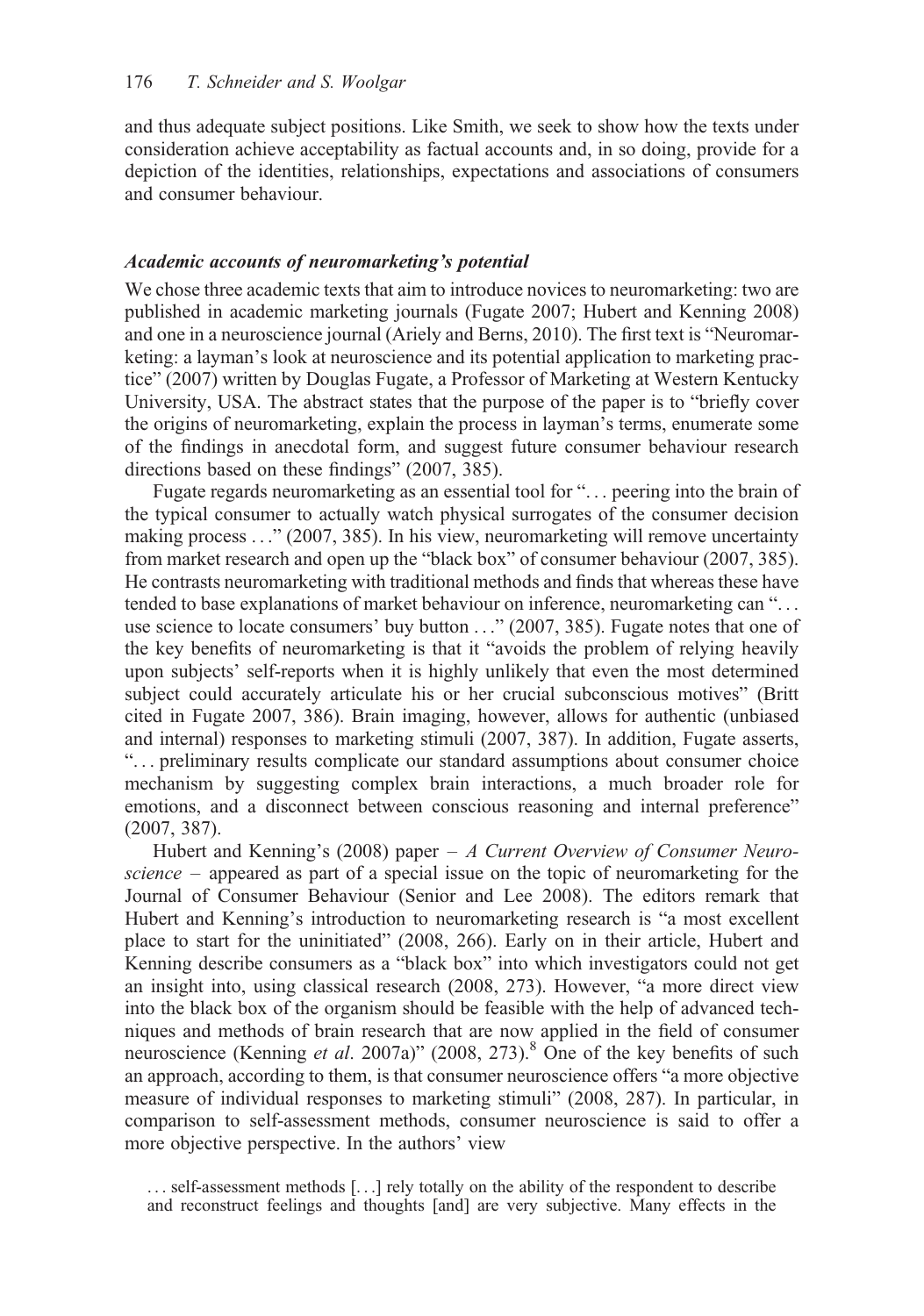and thus adequate subject positions. Like Smith, we seek to show how the texts under consideration achieve acceptability as factual accounts and, in so doing, provide for a depiction of the identities, relationships, expectations and associations of consumers and consumer behaviour.

### *Academic accounts of neuromarketing's potential*

We chose three academic texts that aim to introduce novices to neuromarketing: two are published in academic marketing journals (Fugate 2007; Hubert and Kenning 2008) and one in a neuroscience journal (Ariely and Berns, 2010). The first text is "Neuromarketing: a layman's look at neuroscience and its potential application to marketing practice" (2007) written by Douglas Fugate, a Professor of Marketing at Western Kentucky University, USA. The abstract states that the purpose of the paper is to "briefly cover the origins of neuromarketing, explain the process in layman's terms, enumerate some of the findings in anecdotal form, and suggest future consumer behaviour research directions based on these findings" (2007, 385).

Fugate regards neuromarketing as an essential tool for "… peering into the brain of the typical consumer to actually watch physical surrogates of the consumer decision making process …" (2007, 385). In his view, neuromarketing will remove uncertainty from market research and open up the "black box" of consumer behaviour (2007, 385). He contrasts neuromarketing with traditional methods and finds that whereas these have tended to base explanations of market behaviour on inference, neuromarketing can "… use science to locate consumers' buy button …" (2007, 385). Fugate notes that one of the key benefits of neuromarketing is that it "avoids the problem of relying heavily upon subjects' self-reports when it is highly unlikely that even the most determined subject could accurately articulate his or her crucial subconscious motives" (Britt cited in Fugate 2007, 386). Brain imaging, however, allows for authentic (unbiased and internal) responses to marketing stimuli (2007, 387). In addition, Fugate asserts, "… preliminary results complicate our standard assumptions about consumer choice mechanism by suggesting complex brain interactions, a much broader role for emotions, and a disconnect between conscious reasoning and internal preference" (2007, 387).

Hubert and Kenning's (2008) paper – *A Current Overview of Consumer Neuroscience* – appeared as part of a special issue on the topic of neuromarketing for the Journal of Consumer Behaviour (Senior and Lee 2008). The editors remark that Hubert and Kenning's introduction to neuromarketing research is "a most excellent place to start for the uninitiated" (2008, 266). Early on in their article, Hubert and Kenning describe consumers as a "black box" into which investigators could not get an insight into, using classical research (2008, 273). However, "a more direct view into the black box of the organism should be feasible with the help of advanced techniques and methods of brain research that are now applied in the field of consumer neuroscience (Kenning *et al*. 2007a)" (2008, 273).[8] One of the key benefits of such an approach, according to them, is that consumer neuroscience offers "a more objective measure of individual responses to marketing stimuli" (2008, 287). In particular, in comparison to self-assessment methods, consumer neuroscience is said to offer a more objective perspective. In the authors' view

> … self-assessment methods […] rely totally on the ability of the respondent to describe and reconstruct feelings and thoughts [and] are very subjective. Many effects in the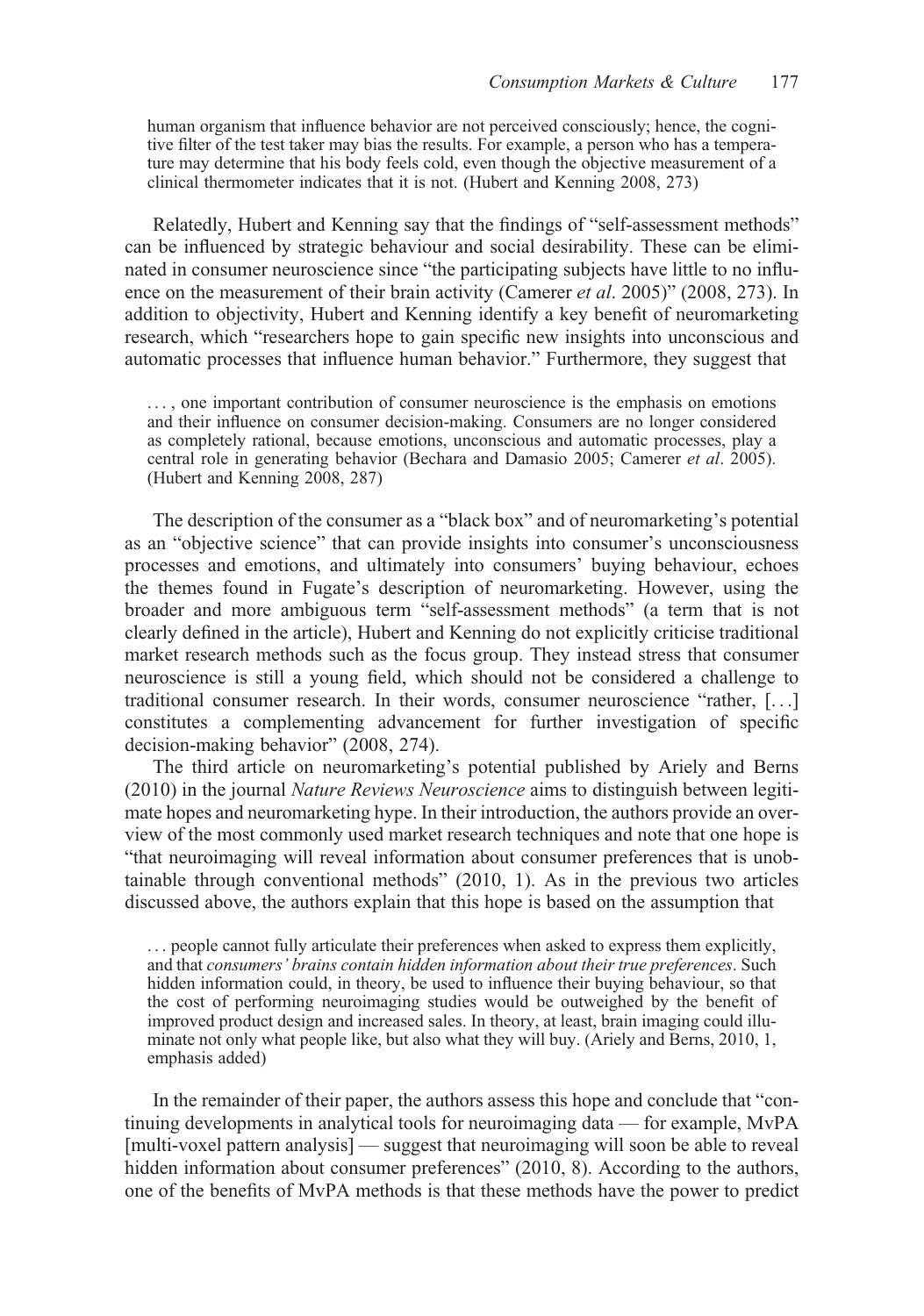human organism that influence behavior are not perceived consciously; hence, the cognitive filter of the test taker may bias the results. For example, a person who has a temperature may determine that his body feels cold, even though the objective measurement of a clinical thermometer indicates that it is not. (Hubert and Kenning 2008, 273)

Relatedly, Hubert and Kenning say that the findings of "self-assessment methods" can be influenced by strategic behaviour and social desirability. These can be eliminated in consumer neuroscience since "the participating subjects have little to no influence on the measurement of their brain activity (Camerer *et al*. 2005)" (2008, 273). In addition to objectivity, Hubert and Kenning identify a key benefit of neuromarketing research, which "researchers hope to gain specific new insights into unconscious and automatic processes that influence human behavior." Furthermore, they suggest that

> . . . , one important contribution of consumer neuroscience is the emphasis on emotions and their influence on consumer decision-making. Consumers are no longer considered as completely rational, because emotions, unconscious and automatic processes, play a central role in generating behavior (Bechara and Damasio 2005; Camerer *et al*. 2005). (Hubert and Kenning 2008, 287)

The description of the consumer as a "black box" and of neuromarketing's potential as an "objective science" that can provide insights into consumer's unconsciousness processes and emotions, and ultimately into consumers' buying behaviour, echoes the themes found in Fugate's description of neuromarketing. However, using the broader and more ambiguous term "self-assessment methods" (a term that is not clearly defined in the article), Hubert and Kenning do not explicitly criticise traditional market research methods such as the focus group. They instead stress that consumer neuroscience is still a young field, which should not be considered a challenge to traditional consumer research. In their words, consumer neuroscience "rather, [. . .] constitutes a complementing advancement for further investigation of specific decision-making behavior" (2008, 274).

The third article on neuromarketing's potential published by Ariely and Berns (2010) in the journal *Nature Reviews Neuroscience* aims to distinguish between legitimate hopes and neuromarketing hype. In their introduction, the authors provide an overview of the most commonly used market research techniques and note that one hope is "that neuroimaging will reveal information about consumer preferences that is unobtainable through conventional methods" (2010, 1). As in the previous two articles discussed above, the authors explain that this hope is based on the assumption that

> . . . people cannot fully articulate their preferences when asked to express them explicitly, and that *consumers' brains contain hidden information about their true preferences*. Such hidden information could, in theory, be used to influence their buying behaviour, so that the cost of performing neuroimaging studies would be outweighed by the benefit of improved product design and increased sales. In theory, at least, brain imaging could illuminate not only what people like, but also what they will buy. (Ariely and Berns, 2010, 1, emphasis added)

In the remainder of their paper, the authors assess this hope and conclude that "continuing developments in analytical tools for neuroimaging data — for example, MvPA [multi-voxel pattern analysis] — suggest that neuroimaging will soon be able to reveal hidden information about consumer preferences" (2010, 8). According to the authors, one of the benefits of MvPA methods is that these methods have the power to predict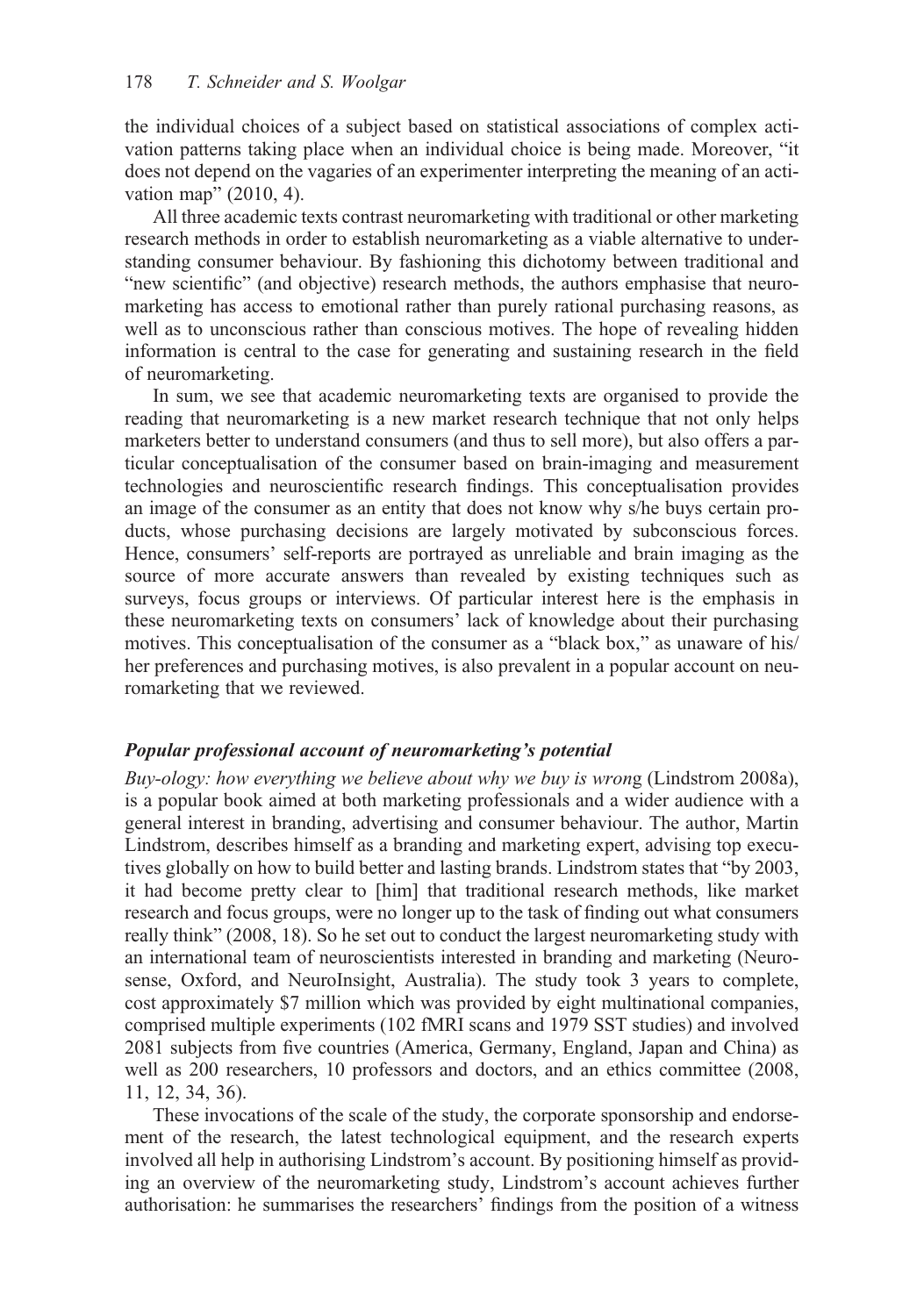the individual choices of a subject based on statistical associations of complex activation patterns taking place when an individual choice is being made. Moreover, "it does not depend on the vagaries of an experimenter interpreting the meaning of an activation map" (2010, 4).

All three academic texts contrast neuromarketing with traditional or other marketing research methods in order to establish neuromarketing as a viable alternative to understanding consumer behaviour. By fashioning this dichotomy between traditional and "new scientific" (and objective) research methods, the authors emphasise that neuromarketing has access to emotional rather than purely rational purchasing reasons, as well as to unconscious rather than conscious motives. The hope of revealing hidden information is central to the case for generating and sustaining research in the field of neuromarketing.

In sum, we see that academic neuromarketing texts are organised to provide the reading that neuromarketing is a new market research technique that not only helps marketers better to understand consumers (and thus to sell more), but also offers a particular conceptualisation of the consumer based on brain-imaging and measurement technologies and neuroscientific research findings. This conceptualisation provides an image of the consumer as an entity that does not know why s/he buys certain products, whose purchasing decisions are largely motivated by subconscious forces. Hence, consumers' self-reports are portrayed as unreliable and brain imaging as the source of more accurate answers than revealed by existing techniques such as surveys, focus groups or interviews. Of particular interest here is the emphasis in these neuromarketing texts on consumers' lack of knowledge about their purchasing motives. This conceptualisation of the consumer as a "black box," as unaware of his/her preferences and purchasing motives, is also prevalent in a popular account on neuromarketing that we reviewed.

### *Popular professional account of neuromarketing's potential*

*Buy-ology: how everything we believe about why we buy is wrong* (Lindstrom 2008a), is a popular book aimed at both marketing professionals and a wider audience with a general interest in branding, advertising and consumer behaviour. The author, Martin Lindstrom, describes himself as a branding and marketing expert, advising top executives globally on how to build better and lasting brands. Lindstrom states that "by 2003, it had become pretty clear to [him] that traditional research methods, like market research and focus groups, were no longer up to the task of finding out what consumers really think" (2008, 18). So he set out to conduct the largest neuromarketing study with an international team of neuroscientists interested in branding and marketing (Neurosense, Oxford, and NeuroInsight, Australia). The study took 3 years to complete, cost approximately \$7 million which was provided by eight multinational companies, comprised multiple experiments (102 fMRI scans and 1979 SST studies) and involved 2081 subjects from five countries (America, Germany, England, Japan and China) as well as 200 researchers, 10 professors and doctors, and an ethics committee (2008, 11, 12, 34, 36).

These invocations of the scale of the study, the corporate sponsorship and endorsement of the research, the latest technological equipment, and the research experts involved all help in authorising Lindstrom's account. By positioning himself as providing an overview of the neuromarketing study, Lindstrom's account achieves further authorisation: he summarises the researchers' findings from the position of a witness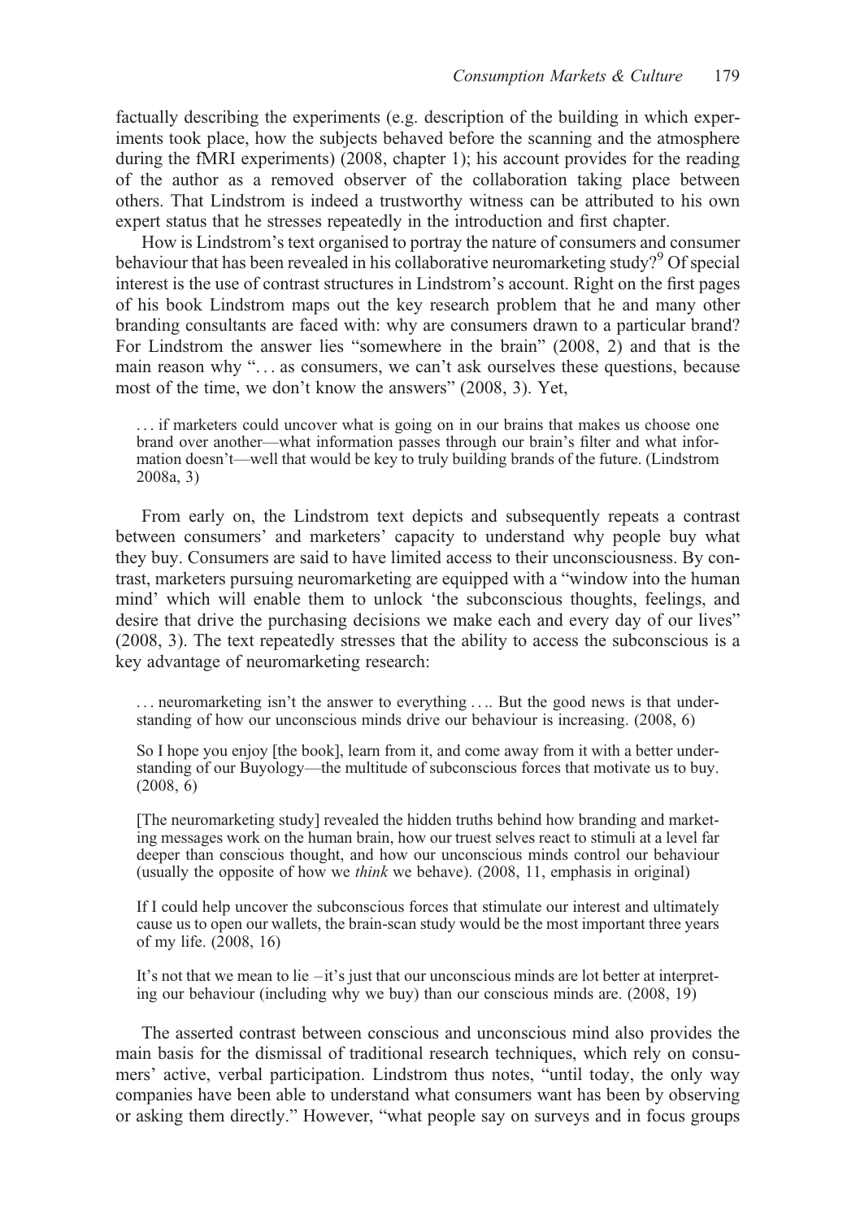factually describing the experiments (e.g. description of the building in which experiments took place, how the subjects behaved before the scanning and the atmosphere during the fMRI experiments) (2008, chapter 1); his account provides for the reading of the author as a removed observer of the collaboration taking place between others. That Lindstrom is indeed a trustworthy witness can be attributed to his own expert status that he stresses repeatedly in the introduction and first chapter.

How is Lindstrom's text organised to portray the nature of consumers and consumer behaviour that has been revealed in his collaborative neuromarketing study?[9] Of special interest is the use of contrast structures in Lindstrom's account. Right on the first pages of his book Lindstrom maps out the key research problem that he and many other branding consultants are faced with: why are consumers drawn to a particular brand? For Lindstrom the answer lies "somewhere in the brain" (2008, 2) and that is the main reason why "… as consumers, we can't ask ourselves these questions, because most of the time, we don't know the answers" (2008, 3). Yet,

> … if marketers could uncover what is going on in our brains that makes us choose one brand over another—what information passes through our brain's filter and what information doesn't—well that would be key to truly building brands of the future. (Lindstrom 2008a, 3)

From early on, the Lindstrom text depicts and subsequently repeats a contrast between consumers' and marketers' capacity to understand why people buy what they buy. Consumers are said to have limited access to their unconsciousness. By contrast, marketers pursuing neuromarketing are equipped with a "window into the human mind' which will enable them to unlock 'the subconscious thoughts, feelings, and desire that drive the purchasing decisions we make each and every day of our lives" (2008, 3). The text repeatedly stresses that the ability to access the subconscious is a key advantage of neuromarketing research:

> … neuromarketing isn't the answer to everything …. But the good news is that understanding of how our unconscious minds drive our behaviour is increasing. (2008, 6)

> So I hope you enjoy [the book], learn from it, and come away from it with a better understanding of our Buyology—the multitude of subconscious forces that motivate us to buy. (2008, 6)

> [The neuromarketing study] revealed the hidden truths behind how branding and marketing messages work on the human brain, how our truest selves react to stimuli at a level far deeper than conscious thought, and how our unconscious minds control our behaviour (usually the opposite of how we *think* we behave). (2008, 11, emphasis in original)

> If I could help uncover the subconscious forces that stimulate our interest and ultimately cause us to open our wallets, the brain-scan study would be the most important three years of my life. (2008, 16)

> It's not that we mean to lie –it's just that our unconscious minds are lot better at interpreting our behaviour (including why we buy) than our conscious minds are. (2008, 19)

The asserted contrast between conscious and unconscious mind also provides the main basis for the dismissal of traditional research techniques, which rely on consumers' active, verbal participation. Lindstrom thus notes, "until today, the only way companies have been able to understand what consumers want has been by observing or asking them directly." However, "what people say on surveys and in focus groups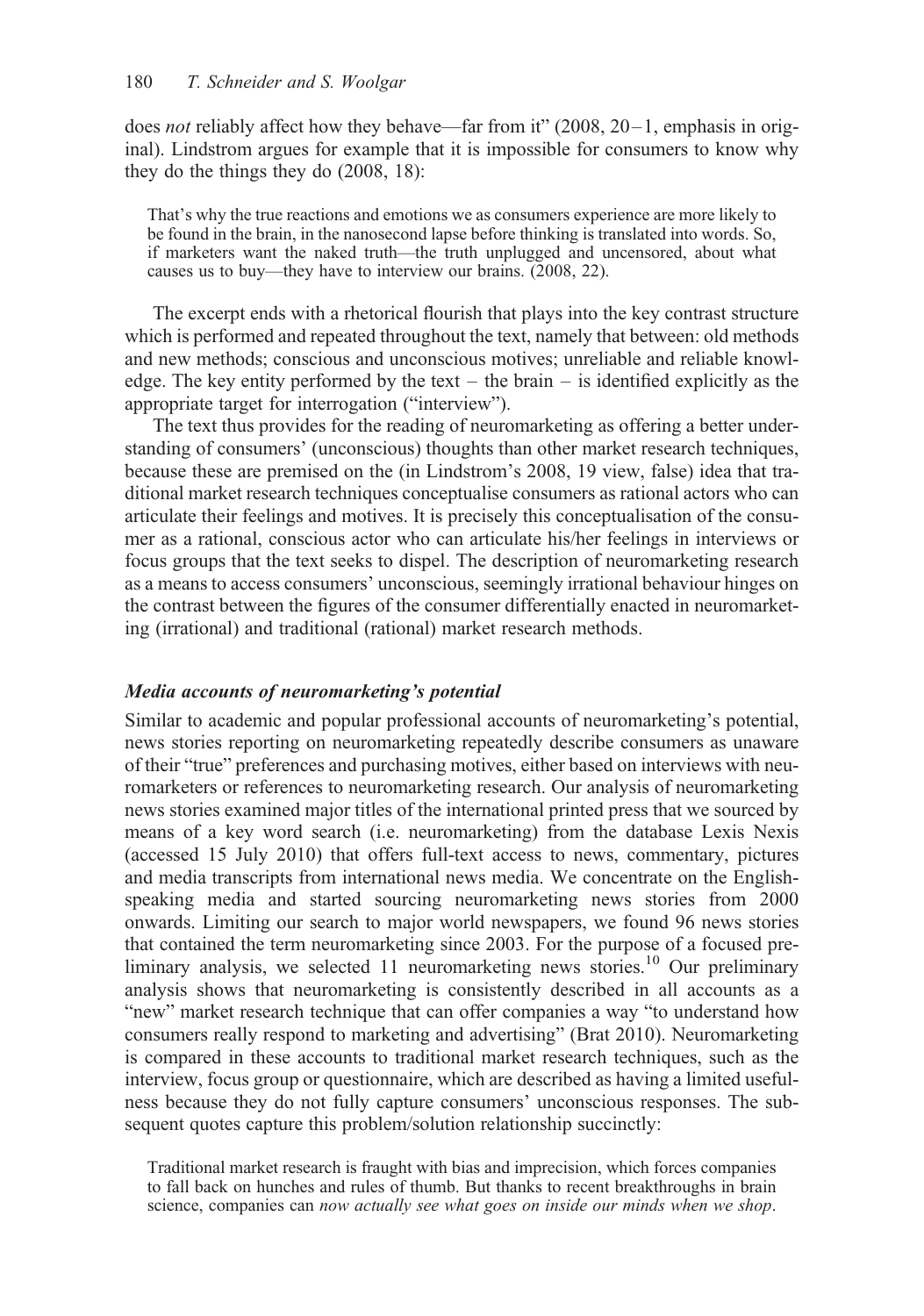does *not* reliably affect how they behave—far from it" (2008, 20–1, emphasis in original). Lindstrom argues for example that it is impossible for consumers to know why they do the things they do (2008, 18):

> That's why the true reactions and emotions we as consumers experience are more likely to be found in the brain, in the nanosecond lapse before thinking is translated into words. So, if marketers want the naked truth—the truth unplugged and uncensored, about what causes us to buy—they have to interview our brains. (2008, 22).

The excerpt ends with a rhetorical flourish that plays into the key contrast structure which is performed and repeated throughout the text, namely that between: old methods and new methods; conscious and unconscious motives; unreliable and reliable knowledge. The key entity performed by the text – the brain – is identified explicitly as the appropriate target for interrogation ("interview").

The text thus provides for the reading of neuromarketing as offering a better understanding of consumers' (unconscious) thoughts than other market research techniques, because these are premised on the (in Lindstrom's 2008, 19 view, false) idea that traditional market research techniques conceptualise consumers as rational actors who can articulate their feelings and motives. It is precisely this conceptualisation of the consumer as a rational, conscious actor who can articulate his/her feelings in interviews or focus groups that the text seeks to dispel. The description of neuromarketing research as a means to access consumers' unconscious, seemingly irrational behaviour hinges on the contrast between the figures of the consumer differentially enacted in neuromarketing (irrational) and traditional (rational) market research methods.

### *Media accounts of neuromarketing's potential*

Similar to academic and popular professional accounts of neuromarketing's potential, news stories reporting on neuromarketing repeatedly describe consumers as unaware of their "true" preferences and purchasing motives, either based on interviews with neuromarketers or references to neuromarketing research. Our analysis of neuromarketing news stories examined major titles of the international printed press that we sourced by means of a key word search (i.e. neuromarketing) from the database Lexis Nexis (accessed 15 July 2010) that offers full-text access to news, commentary, pictures and media transcripts from international news media. We concentrate on the English-speaking media and started sourcing neuromarketing news stories from 2000 onwards. Limiting our search to major world newspapers, we found 96 news stories that contained the term neuromarketing since 2003. For the purpose of a focused preliminary analysis, we selected 11 neuromarketing news stories.[10] Our preliminary analysis shows that neuromarketing is consistently described in all accounts as a "new" market research technique that can offer companies a way "to understand how consumers really respond to marketing and advertising" (Brat 2010). Neuromarketing is compared in these accounts to traditional market research techniques, such as the interview, focus group or questionnaire, which are described as having a limited usefulness because they do not fully capture consumers' unconscious responses. The subsequent quotes capture this problem/solution relationship succinctly:

> Traditional market research is fraught with bias and imprecision, which forces companies to fall back on hunches and rules of thumb. But thanks to recent breakthroughs in brain science, companies can *now actually see what goes on inside our minds when we shop*.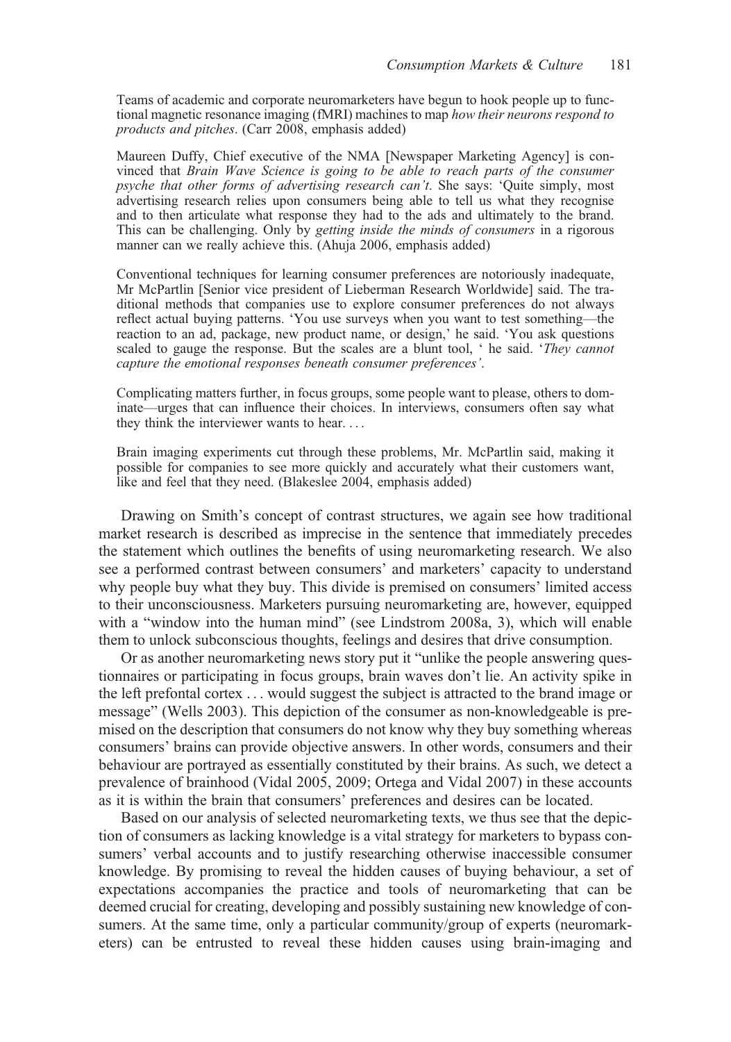> Teams of academic and corporate neuromarketers have begun to hook people up to functional magnetic resonance imaging (fMRI) machines to map *how their neurons respond to products and pitches*. (Carr 2008, emphasis added)

> Maureen Duffy, Chief executive of the NMA [Newspaper Marketing Agency] is convinced that *Brain Wave Science is going to be able to reach parts of the consumer psyche that other forms of advertising research can't*. She says: 'Quite simply, most advertising research relies upon consumers being able to tell us what they recognise and to then articulate what response they had to the ads and ultimately to the brand. This can be challenging. Only by *getting inside the minds of consumers* in a rigorous manner can we really achieve this. (Ahuja 2006, emphasis added)

> Conventional techniques for learning consumer preferences are notoriously inadequate, Mr McPartlin [Senior vice president of Lieberman Research Worldwide] said. The traditional methods that companies use to explore consumer preferences do not always reflect actual buying patterns. 'You use surveys when you want to test something—the reaction to an ad, package, new product name, or design,' he said. 'You ask questions scaled to gauge the response. But the scales are a blunt tool, ' he said. '*They cannot capture the emotional responses beneath consumer preferences'*.
>
> Complicating matters further, in focus groups, some people want to please, others to dominate—urges that can influence their choices. In interviews, consumers often say what they think the interviewer wants to hear. . . .
>
> Brain imaging experiments cut through these problems, Mr. McPartlin said, making it possible for companies to see more quickly and accurately what their customers want, like and feel that they need. (Blakeslee 2004, emphasis added)

Drawing on Smith's concept of contrast structures, we again see how traditional market research is described as imprecise in the sentence that immediately precedes the statement which outlines the benefits of using neuromarketing research. We also see a performed contrast between consumers' and marketers' capacity to understand why people buy what they buy. This divide is premised on consumers' limited access to their unconsciousness. Marketers pursuing neuromarketing are, however, equipped with a "window into the human mind" (see Lindstrom 2008a, 3), which will enable them to unlock subconscious thoughts, feelings and desires that drive consumption.

Or as another neuromarketing news story put it "unlike the people answering questionnaires or participating in focus groups, brain waves don't lie. An activity spike in the left prefontal cortex . . . would suggest the subject is attracted to the brand image or message" (Wells 2003). This depiction of the consumer as non-knowledgeable is premised on the description that consumers do not know why they buy something whereas consumers' brains can provide objective answers. In other words, consumers and their behaviour are portrayed as essentially constituted by their brains. As such, we detect a prevalence of brainhood (Vidal 2005, 2009; Ortega and Vidal 2007) in these accounts as it is within the brain that consumers' preferences and desires can be located.

Based on our analysis of selected neuromarketing texts, we thus see that the depiction of consumers as lacking knowledge is a vital strategy for marketers to bypass consumers' verbal accounts and to justify researching otherwise inaccessible consumer knowledge. By promising to reveal the hidden causes of buying behaviour, a set of expectations accompanies the practice and tools of neuromarketing that can be deemed crucial for creating, developing and possibly sustaining new knowledge of consumers. At the same time, only a particular community/group of experts (neuromarketers) can be entrusted to reveal these hidden causes using brain-imaging and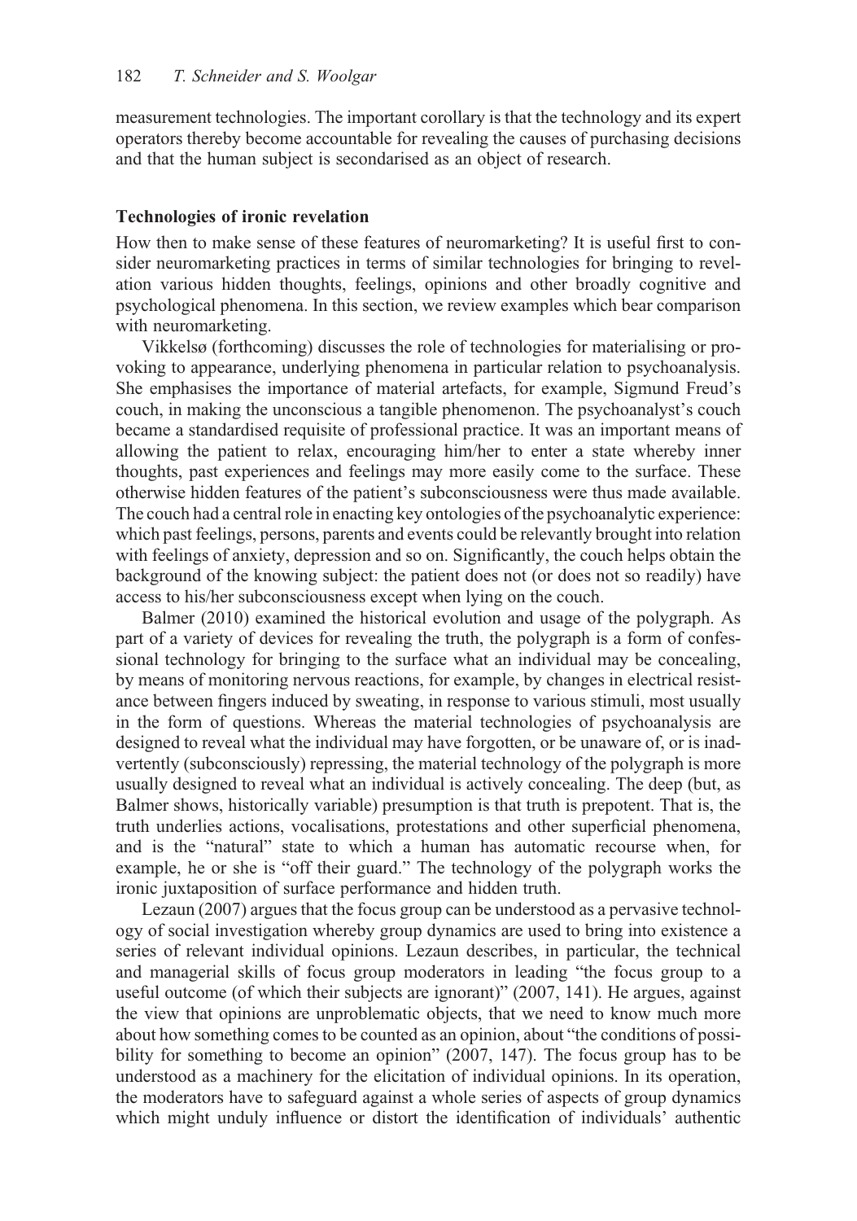measurement technologies. The important corollary is that the technology and its expert operators thereby become accountable for revealing the causes of purchasing decisions and that the human subject is secondarised as an object of research.

### Technologies of ironic revelation

How then to make sense of these features of neuromarketing? It is useful first to consider neuromarketing practices in terms of similar technologies for bringing to revelation various hidden thoughts, feelings, opinions and other broadly cognitive and psychological phenomena. In this section, we review examples which bear comparison with neuromarketing.

Vikkelsø (forthcoming) discusses the role of technologies for materialising or provoking to appearance, underlying phenomena in particular relation to psychoanalysis. She emphasises the importance of material artefacts, for example, Sigmund Freud's couch, in making the unconscious a tangible phenomenon. The psychoanalyst's couch became a standardised requisite of professional practice. It was an important means of allowing the patient to relax, encouraging him/her to enter a state whereby inner thoughts, past experiences and feelings may more easily come to the surface. These otherwise hidden features of the patient's subconsciousness were thus made available. The couch had a central role in enacting key ontologies of the psychoanalytic experience: which past feelings, persons, parents and events could be relevantly brought into relation with feelings of anxiety, depression and so on. Significantly, the couch helps obtain the background of the knowing subject: the patient does not (or does not so readily) have access to his/her subconsciousness except when lying on the couch.

Balmer (2010) examined the historical evolution and usage of the polygraph. As part of a variety of devices for revealing the truth, the polygraph is a form of confessional technology for bringing to the surface what an individual may be concealing, by means of monitoring nervous reactions, for example, by changes in electrical resistance between fingers induced by sweating, in response to various stimuli, most usually in the form of questions. Whereas the material technologies of psychoanalysis are designed to reveal what the individual may have forgotten, or be unaware of, or is inadvertently (subconsciously) repressing, the material technology of the polygraph is more usually designed to reveal what an individual is actively concealing. The deep (but, as Balmer shows, historically variable) presumption is that truth is prepotent. That is, the truth underlies actions, vocalisations, protestations and other superficial phenomena, and is the "natural" state to which a human has automatic recourse when, for example, he or she is "off their guard." The technology of the polygraph works the ironic juxtaposition of surface performance and hidden truth.

Lezaun (2007) argues that the focus group can be understood as a pervasive technology of social investigation whereby group dynamics are used to bring into existence a series of relevant individual opinions. Lezaun describes, in particular, the technical and managerial skills of focus group moderators in leading "the focus group to a useful outcome (of which their subjects are ignorant)" (2007, 141). He argues, against the view that opinions are unproblematic objects, that we need to know much more about how something comes to be counted as an opinion, about "the conditions of possibility for something to become an opinion" (2007, 147). The focus group has to be understood as a machinery for the elicitation of individual opinions. In its operation, the moderators have to safeguard against a whole series of aspects of group dynamics which might unduly influence or distort the identification of individuals' authentic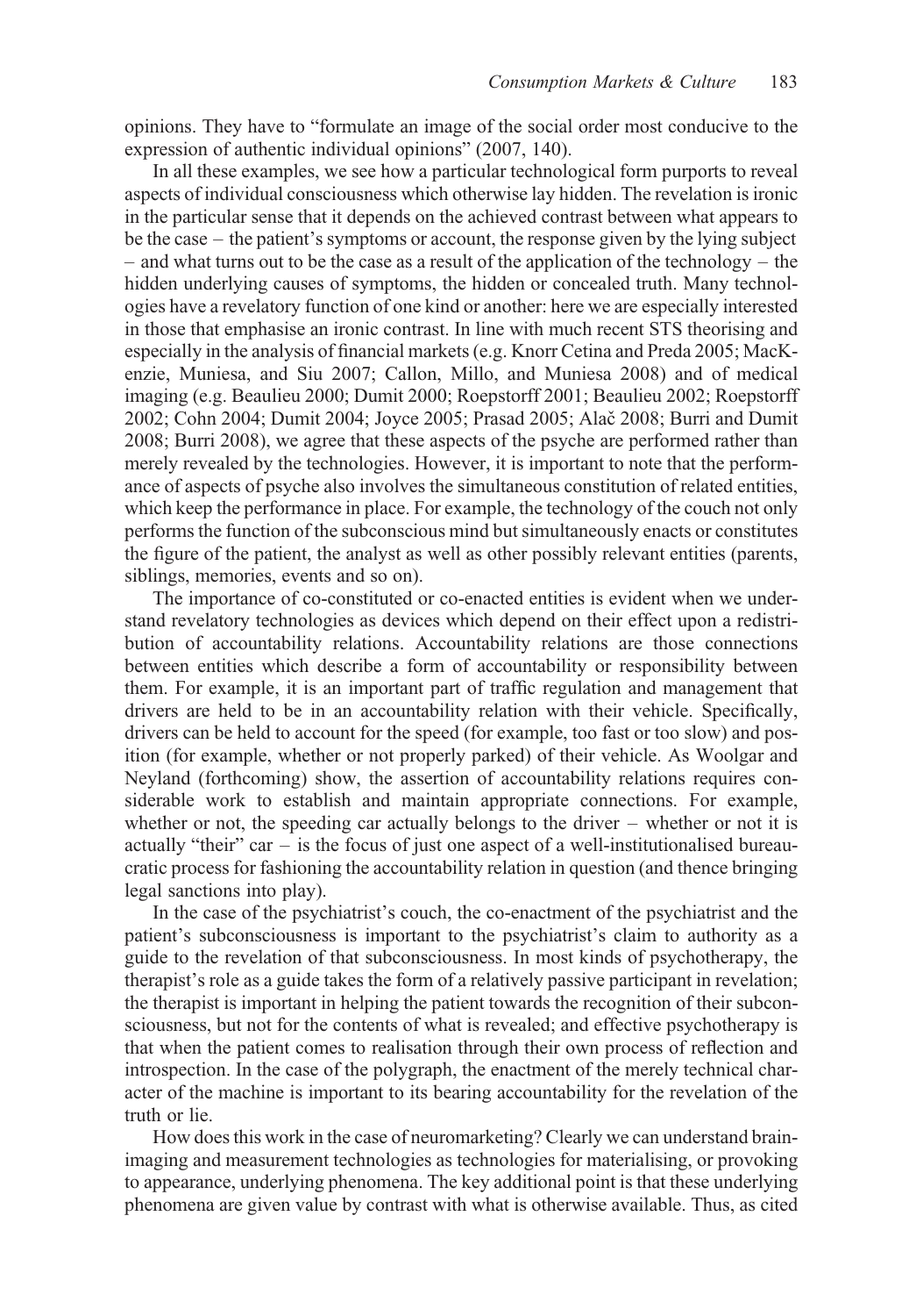opinions. They have to "formulate an image of the social order most conducive to the expression of authentic individual opinions" (2007, 140).

In all these examples, we see how a particular technological form purports to reveal aspects of individual consciousness which otherwise lay hidden. The revelation is ironic in the particular sense that it depends on the achieved contrast between what appears to be the case – the patient's symptoms or account, the response given by the lying subject – and what turns out to be the case as a result of the application of the technology – the hidden underlying causes of symptoms, the hidden or concealed truth. Many technologies have a revelatory function of one kind or another: here we are especially interested in those that emphasise an ironic contrast. In line with much recent STS theorising and especially in the analysis of financial markets (e.g. Knorr Cetina and Preda 2005; MacKenzie, Muniesa, and Siu 2007; Callon, Millo, and Muniesa 2008) and of medical imaging (e.g. Beaulieu 2000; Dumit 2000; Roepstorff 2001; Beaulieu 2002; Roepstorff 2002; Cohn 2004; Dumit 2004; Joyce 2005; Prasad 2005; Alač 2008; Burri and Dumit 2008; Burri 2008), we agree that these aspects of the psyche are performed rather than merely revealed by the technologies. However, it is important to note that the performance of aspects of psyche also involves the simultaneous constitution of related entities, which keep the performance in place. For example, the technology of the couch not only performs the function of the subconscious mind but simultaneously enacts or constitutes the figure of the patient, the analyst as well as other possibly relevant entities (parents, siblings, memories, events and so on).

The importance of co-constituted or co-enacted entities is evident when we understand revelatory technologies as devices which depend on their effect upon a redistribution of accountability relations. Accountability relations are those connections between entities which describe a form of accountability or responsibility between them. For example, it is an important part of traffic regulation and management that drivers are held to be in an accountability relation with their vehicle. Specifically, drivers can be held to account for the speed (for example, too fast or too slow) and position (for example, whether or not properly parked) of their vehicle. As Woolgar and Neyland (forthcoming) show, the assertion of accountability relations requires considerable work to establish and maintain appropriate connections. For example, whether or not, the speeding car actually belongs to the driver – whether or not it is actually "their" car – is the focus of just one aspect of a well-institutionalised bureaucratic process for fashioning the accountability relation in question (and thence bringing legal sanctions into play).

In the case of the psychiatrist's couch, the co-enactment of the psychiatrist and the patient's subconsciousness is important to the psychiatrist's claim to authority as a guide to the revelation of that subconsciousness. In most kinds of psychotherapy, the therapist's role as a guide takes the form of a relatively passive participant in revelation; the therapist is important in helping the patient towards the recognition of their subconsciousness, but not for the contents of what is revealed; and effective psychotherapy is that when the patient comes to realisation through their own process of reflection and introspection. In the case of the polygraph, the enactment of the merely technical character of the machine is important to its bearing accountability for the revelation of the truth or lie.

How does this work in the case of neuromarketing? Clearly we can understand brain-imaging and measurement technologies as technologies for materialising, or provoking to appearance, underlying phenomena. The key additional point is that these underlying phenomena are given value by contrast with what is otherwise available. Thus, as cited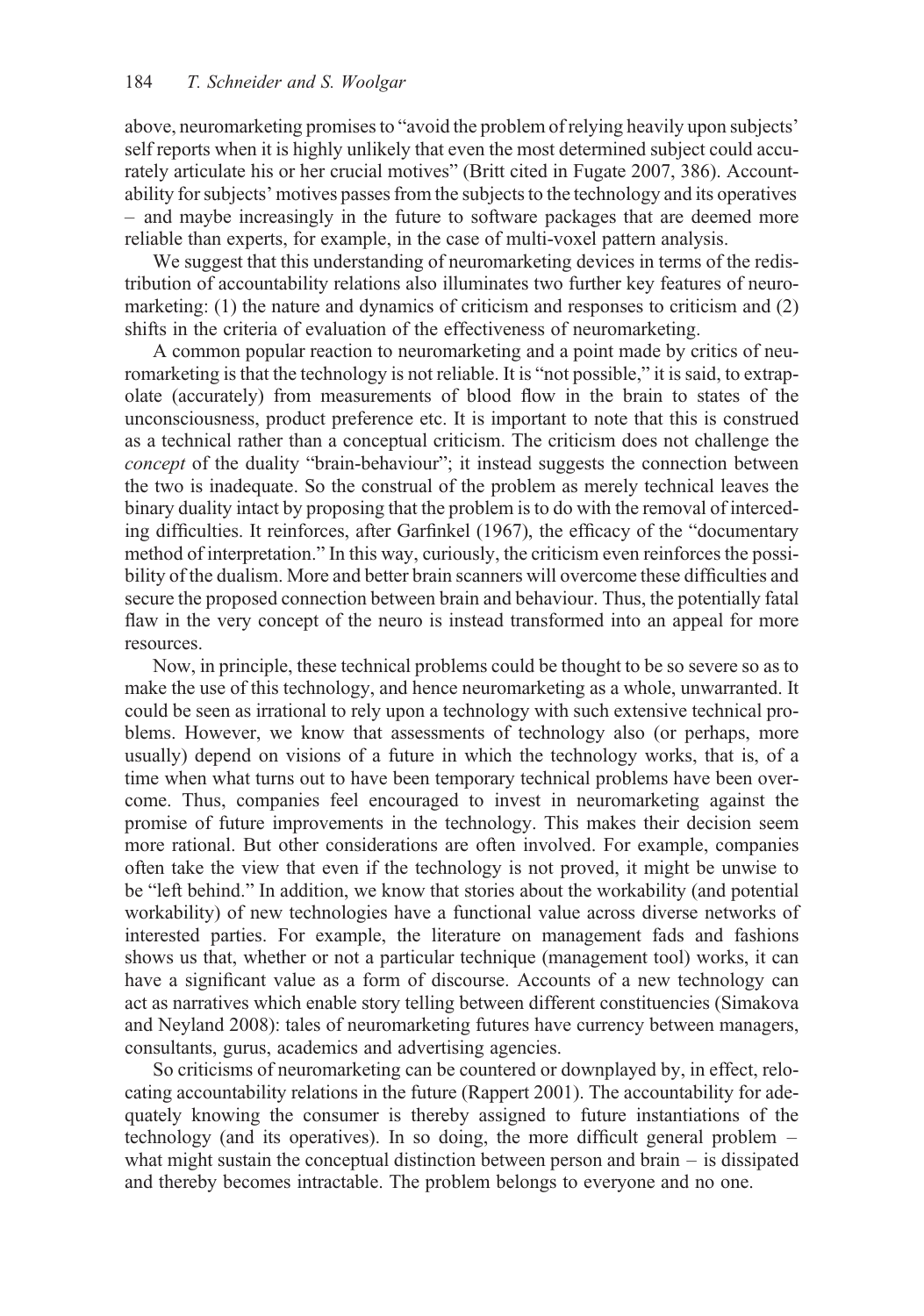above, neuromarketing promises to "avoid the problem of relying heavily upon subjects' self reports when it is highly unlikely that even the most determined subject could accurately articulate his or her crucial motives" (Britt cited in Fugate 2007, 386). Accountability for subjects' motives passes from the subjects to the technology and its operatives – and maybe increasingly in the future to software packages that are deemed more reliable than experts, for example, in the case of multi-voxel pattern analysis.

We suggest that this understanding of neuromarketing devices in terms of the redistribution of accountability relations also illuminates two further key features of neuromarketing: (1) the nature and dynamics of criticism and responses to criticism and (2) shifts in the criteria of evaluation of the effectiveness of neuromarketing.

A common popular reaction to neuromarketing and a point made by critics of neuromarketing is that the technology is not reliable. It is "not possible," it is said, to extrapolate (accurately) from measurements of blood flow in the brain to states of the unconsciousness, product preference etc. It is important to note that this is construed as a technical rather than a conceptual criticism. The criticism does not challenge the *concept* of the duality "brain-behaviour"; it instead suggests the connection between the two is inadequate. So the construal of the problem as merely technical leaves the binary duality intact by proposing that the problem is to do with the removal of interceding difficulties. It reinforces, after Garfinkel (1967), the efficacy of the "documentary method of interpretation." In this way, curiously, the criticism even reinforces the possibility of the dualism. More and better brain scanners will overcome these difficulties and secure the proposed connection between brain and behaviour. Thus, the potentially fatal flaw in the very concept of the neuro is instead transformed into an appeal for more resources.

Now, in principle, these technical problems could be thought to be so severe so as to make the use of this technology, and hence neuromarketing as a whole, unwarranted. It could be seen as irrational to rely upon a technology with such extensive technical problems. However, we know that assessments of technology also (or perhaps, more usually) depend on visions of a future in which the technology works, that is, of a time when what turns out to have been temporary technical problems have been overcome. Thus, companies feel encouraged to invest in neuromarketing against the promise of future improvements in the technology. This makes their decision seem more rational. But other considerations are often involved. For example, companies often take the view that even if the technology is not proved, it might be unwise to be "left behind." In addition, we know that stories about the workability (and potential workability) of new technologies have a functional value across diverse networks of interested parties. For example, the literature on management fads and fashions shows us that, whether or not a particular technique (management tool) works, it can have a significant value as a form of discourse. Accounts of a new technology can act as narratives which enable story telling between different constituencies (Simakova and Neyland 2008): tales of neuromarketing futures have currency between managers, consultants, gurus, academics and advertising agencies.

So criticisms of neuromarketing can be countered or downplayed by, in effect, relocating accountability relations in the future (Rappert 2001). The accountability for adequately knowing the consumer is thereby assigned to future instantiations of the technology (and its operatives). In so doing, the more difficult general problem – what might sustain the conceptual distinction between person and brain – is dissipated and thereby becomes intractable. The problem belongs to everyone and no one.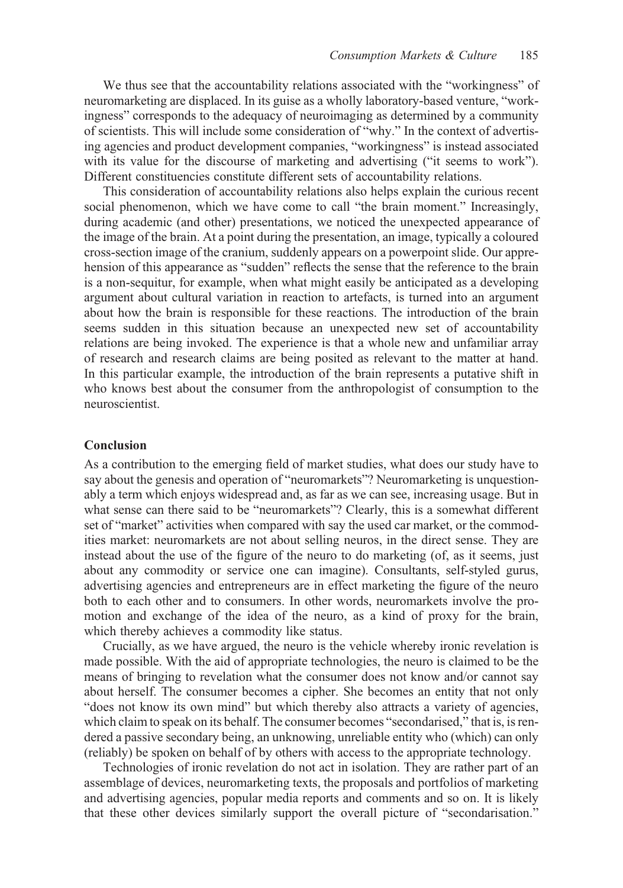We thus see that the accountability relations associated with the "workingness" of neuromarketing are displaced. In its guise as a wholly laboratory-based venture, "workingness" corresponds to the adequacy of neuroimaging as determined by a community of scientists. This will include some consideration of "why." In the context of advertising agencies and product development companies, "workingness" is instead associated with its value for the discourse of marketing and advertising ("it seems to work"). Different constituencies constitute different sets of accountability relations.

This consideration of accountability relations also helps explain the curious recent social phenomenon, which we have come to call "the brain moment." Increasingly, during academic (and other) presentations, we noticed the unexpected appearance of the image of the brain. At a point during the presentation, an image, typically a coloured cross-section image of the cranium, suddenly appears on a powerpoint slide. Our apprehension of this appearance as "sudden" reflects the sense that the reference to the brain is a non-sequitur, for example, when what might easily be anticipated as a developing argument about cultural variation in reaction to artefacts, is turned into an argument about how the brain is responsible for these reactions. The introduction of the brain seems sudden in this situation because an unexpected new set of accountability relations are being invoked. The experience is that a whole new and unfamiliar array of research and research claims are being posited as relevant to the matter at hand. In this particular example, the introduction of the brain represents a putative shift in who knows best about the consumer from the anthropologist of consumption to the neuroscientist.

## Conclusion

As a contribution to the emerging field of market studies, what does our study have to say about the genesis and operation of "neuromarkets"? Neuromarketing is unquestionably a term which enjoys widespread and, as far as we can see, increasing usage. But in what sense can there said to be "neuromarkets"? Clearly, this is a somewhat different set of "market" activities when compared with say the used car market, or the commodities market: neuromarkets are not about selling neuros, in the direct sense. They are instead about the use of the figure of the neuro to do marketing (of, as it seems, just about any commodity or service one can imagine). Consultants, self-styled gurus, advertising agencies and entrepreneurs are in effect marketing the figure of the neuro both to each other and to consumers. In other words, neuromarkets involve the promotion and exchange of the idea of the neuro, as a kind of proxy for the brain, which thereby achieves a commodity like status.

Crucially, as we have argued, the neuro is the vehicle whereby ironic revelation is made possible. With the aid of appropriate technologies, the neuro is claimed to be the means of bringing to revelation what the consumer does not know and/or cannot say about herself. The consumer becomes a cipher. She becomes an entity that not only "does not know its own mind" but which thereby also attracts a variety of agencies, which claim to speak on its behalf. The consumer becomes "secondarised," that is, is rendered a passive secondary being, an unknowing, unreliable entity who (which) can only (reliably) be spoken on behalf of by others with access to the appropriate technology.

Technologies of ironic revelation do not act in isolation. They are rather part of an assemblage of devices, neuromarketing texts, the proposals and portfolios of marketing and advertising agencies, popular media reports and comments and so on. It is likely that these other devices similarly support the overall picture of "secondarisation."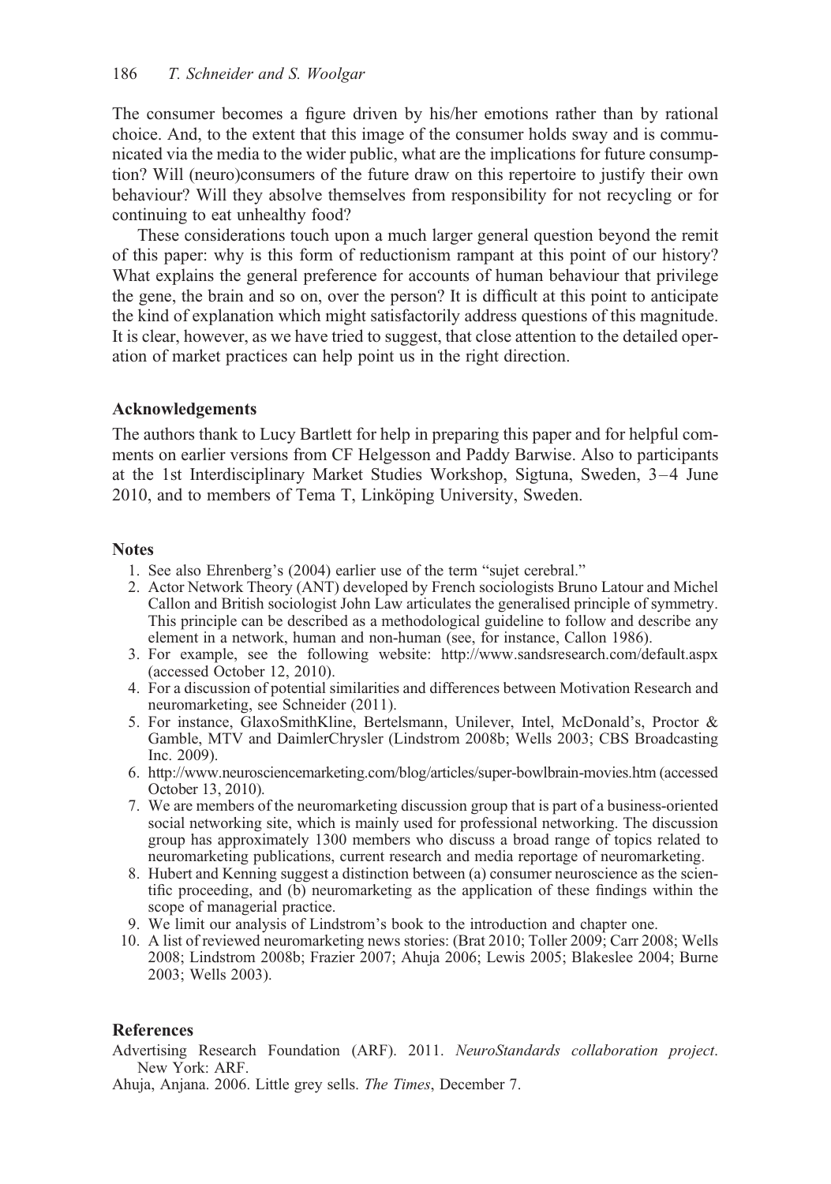The consumer becomes a figure driven by his/her emotions rather than by rational choice. And, to the extent that this image of the consumer holds sway and is communicated via the media to the wider public, what are the implications for future consumption? Will (neuro)consumers of the future draw on this repertoire to justify their own behaviour? Will they absolve themselves from responsibility for not recycling or for continuing to eat unhealthy food?

These considerations touch upon a much larger general question beyond the remit of this paper: why is this form of reductionism rampant at this point of our history? What explains the general preference for accounts of human behaviour that privilege the gene, the brain and so on, over the person? It is difficult at this point to anticipate the kind of explanation which might satisfactorily address questions of this magnitude. It is clear, however, as we have tried to suggest, that close attention to the detailed operation of market practices can help point us in the right direction.

## Acknowledgements

The authors thank to Lucy Bartlett for help in preparing this paper and for helpful comments on earlier versions from CF Helgesson and Paddy Barwise. Also to participants at the 1st Interdisciplinary Market Studies Workshop, Sigtuna, Sweden, 3–4 June 2010, and to members of Tema T, Linköping University, Sweden.

## Notes

1. See also Ehrenberg's (2004) earlier use of the term "sujet cerebral."
2. Actor Network Theory (ANT) developed by French sociologists Bruno Latour and Michel Callon and British sociologist John Law articulates the generalised principle of symmetry. This principle can be described as a methodological guideline to follow and describe any element in a network, human and non-human (see, for instance, Callon 1986).
3. For example, see the following website: http://www.sandsresearch.com/default.aspx (accessed October 12, 2010).
4. For a discussion of potential similarities and differences between Motivation Research and neuromarketing, see Schneider (2011).
5. For instance, GlaxoSmithKline, Bertelsmann, Unilever, Intel, McDonald's, Proctor & Gamble, MTV and DaimlerChrysler (Lindstrom 2008b; Wells 2003; CBS Broadcasting Inc. 2009).
6. http://www.neurosciencemarketing.com/blog/articles/super-bowlbrain-movies.htm (accessed October 13, 2010).
7. We are members of the neuromarketing discussion group that is part of a business-oriented social networking site, which is mainly used for professional networking. The discussion group has approximately 1300 members who discuss a broad range of topics related to neuromarketing publications, current research and media reportage of neuromarketing.
8. Hubert and Kenning suggest a distinction between (a) consumer neuroscience as the scientific proceeding, and (b) neuromarketing as the application of these findings within the scope of managerial practice.
9. We limit our analysis of Lindstrom's book to the introduction and chapter one.
10. A list of reviewed neuromarketing news stories: (Brat 2010; Toller 2009; Carr 2008; Wells 2008; Lindstrom 2008b; Frazier 2007; Ahuja 2006; Lewis 2005; Blakeslee 2004; Burne 2003; Wells 2003).

## References

Advertising Research Foundation (ARF). 2011. *NeuroStandards collaboration project*. New York: ARF.

Ahuja, Anjana. 2006. Little grey sells. *The Times*, December 7.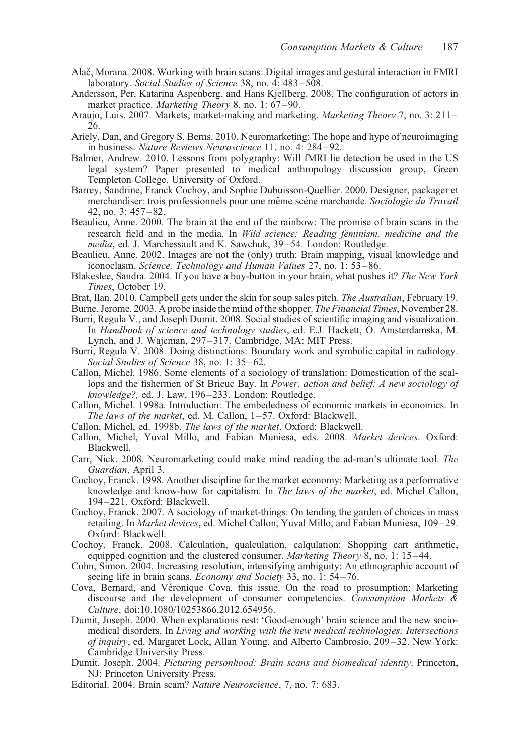Alač, Morana. 2008. Working with brain scans: Digital images and gestural interaction in FMRI laboratory. *Social Studies of Science* 38, no. 4: 483–508.

Andersson, Per, Katarina Aspenberg, and Hans Kjellberg. 2008. The configuration of actors in market practice. *Marketing Theory* 8, no. 1: 67–90.

Araujo, Luis. 2007. Markets, market-making and marketing. *Marketing Theory* 7, no. 3: 211–26.

Ariely, Dan, and Gregory S. Berns. 2010. Neuromarketing: The hope and hype of neuroimaging in business. *Nature Reviews Neuroscience* 11, no. 4: 284–92.

Balmer, Andrew. 2010. Lessons from polygraphy: Will fMRI lie detection be used in the US legal system? Paper presented to medical anthropology discussion group, Green Templeton College, University of Oxford.

Barrey, Sandrine, Franck Cochoy, and Sophie Dubuisson-Quellier. 2000. Designer, packager et merchandiser: trois professionnels pour une même scéne marchande. *Sociologie du Travail* 42, no. 3: 457–82.

Beaulieu, Anne. 2000. The brain at the end of the rainbow: The promise of brain scans in the research field and in the media. In *Wild science: Reading feminism, medicine and the media*, ed. J. Marchessault and K. Sawchuk, 39–54. London: Routledge.

Beaulieu, Anne. 2002. Images are not the (only) truth: Brain mapping, visual knowledge and iconoclasm. *Science, Technology and Human Values* 27, no. 1: 53–86.

Blakeslee, Sandra. 2004. If you have a buy-button in your brain, what pushes it? *The New York Times*, October 19.

Brat, Ilan. 2010. Campbell gets under the skin for soup sales pitch. *The Australian*, February 19.

Burne, Jerome. 2003. A probe inside the mind of the shopper. *The Financial Times*, November 28.

Burri, Regula V., and Joseph Dumit. 2008. Social studies of scientific imaging and visualization. In *Handbook of science and technology studies*, ed. E.J. Hackett, O. Amsterdamska, M. Lynch, and J. Wajcman, 297–317. Cambridge, MA: MIT Press.

Burri, Regula V. 2008. Doing distinctions: Boundary work and symbolic capital in radiology. *Social Studies of Science* 38, no. 1: 35–62.

Callon, Michel. 1986. Some elements of a sociology of translation: Domestication of the scallops and the fishermen of St Brieuc Bay. In *Power, action and belief: A new sociology of knowledge?,* ed. J. Law, 196–233. London: Routledge.

Callon, Michel. 1998a. Introduction: The embededness of economic markets in economics. In *The laws of the market*, ed. M. Callon, 1–57. Oxford: Blackwell.

Callon, Michel, ed. 1998b. *The laws of the market*. Oxford: Blackwell.

Callon, Michel, Yuval Millo, and Fabian Muniesa, eds. 2008. *Market devices*. Oxford: Blackwell.

Carr, Nick. 2008. Neuromarketing could make mind reading the ad-man's ultimate tool. *The Guardian*, April 3.

Cochoy, Franck. 1998. Another discipline for the market economy: Marketing as a performative knowledge and know-how for capitalism. In *The laws of the market*, ed. Michel Callon, 194–221. Oxford: Blackwell.

Cochoy, Franck. 2007. A sociology of market-things: On tending the garden of choices in mass retailing. In *Market devices*, ed. Michel Callon, Yuval Millo, and Fabian Muniesa, 109–29. Oxford: Blackwell.

Cochoy, Franck. 2008. Calculation, qualculation, calqulation: Shopping cart arithmetic, equipped cognition and the clustered consumer. *Marketing Theory* 8, no. 1: 15–44.

Cohn, Simon. 2004. Increasing resolution, intensifying ambiguity: An ethnographic account of seeing life in brain scans. *Economy and Society* 33, no. 1: 54–76.

Cova, Bernard, and Véronique Cova. this issue. On the road to prosumption: Marketing discourse and the development of consumer competencies. *Consumption Markets & Culture*, doi:10.1080/10253866.2012.654956.

Dumit, Joseph. 2000. When explanations rest: 'Good-enough' brain science and the new sociomedical disorders. In *Living and working with the new medical technologies: Intersections of inquiry*, ed. Margaret Lock, Allan Young, and Alberto Cambrosio, 209–32. New York: Cambridge University Press.

Dumit, Joseph. 2004. *Picturing personhood: Brain scans and biomedical identity*. Princeton, NJ: Princeton University Press.

Editorial. 2004. Brain scam? *Nature Neuroscience*, 7, no. 7: 683.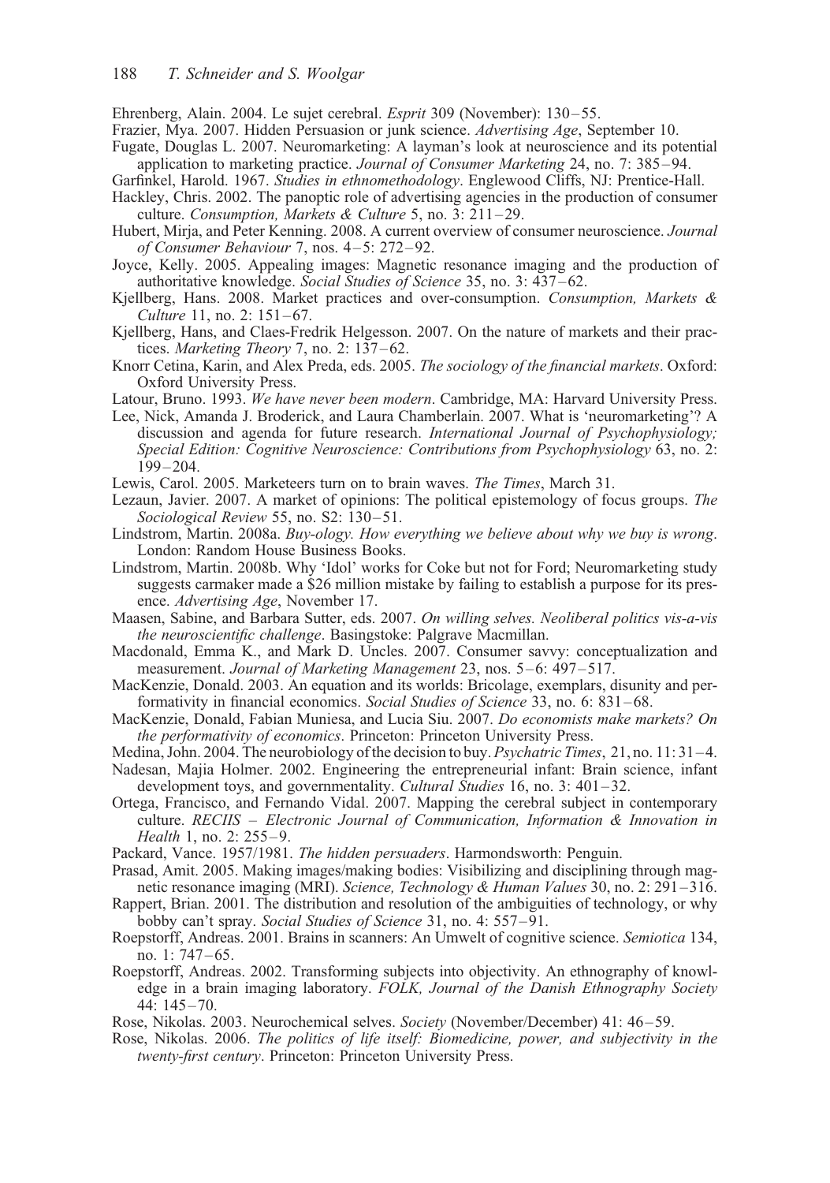Ehrenberg, Alain. 2004. Le sujet cerebral. *Esprit* 309 (November): 130–55.

Frazier, Mya. 2007. Hidden Persuasion or junk science. *Advertising Age*, September 10.

Fugate, Douglas L. 2007. Neuromarketing: A layman's look at neuroscience and its potential application to marketing practice. *Journal of Consumer Marketing* 24, no. 7: 385–94.

Garfinkel, Harold. 1967. *Studies in ethnomethodology*. Englewood Cliffs, NJ: Prentice-Hall.

Hackley, Chris. 2002. The panoptic role of advertising agencies in the production of consumer culture. *Consumption, Markets & Culture* 5, no. 3: 211–29.

Hubert, Mirja, and Peter Kenning. 2008. A current overview of consumer neuroscience. *Journal of Consumer Behaviour* 7, nos. 4–5: 272–92.

Joyce, Kelly. 2005. Appealing images: Magnetic resonance imaging and the production of authoritative knowledge. *Social Studies of Science* 35, no. 3: 437–62.

Kjellberg, Hans. 2008. Market practices and over-consumption. *Consumption, Markets & Culture* 11, no. 2: 151–67.

Kjellberg, Hans, and Claes-Fredrik Helgesson. 2007. On the nature of markets and their practices. *Marketing Theory* 7, no. 2: 137–62.

Knorr Cetina, Karin, and Alex Preda, eds. 2005. *The sociology of the financial markets*. Oxford: Oxford University Press.

Latour, Bruno. 1993. *We have never been modern*. Cambridge, MA: Harvard University Press.

Lee, Nick, Amanda J. Broderick, and Laura Chamberlain. 2007. What is 'neuromarketing'? A discussion and agenda for future research. *International Journal of Psychophysiology; Special Edition: Cognitive Neuroscience: Contributions from Psychophysiology* 63, no. 2: 199–204.

Lewis, Carol. 2005. Marketeers turn on to brain waves. *The Times*, March 31.

Lezaun, Javier. 2007. A market of opinions: The political epistemology of focus groups. *The Sociological Review* 55, no. S2: 130–51.

Lindstrom, Martin. 2008a. *Buy-ology. How everything we believe about why we buy is wrong*. London: Random House Business Books.

Lindstrom, Martin. 2008b. Why 'Idol' works for Coke but not for Ford; Neuromarketing study suggests carmaker made a $26 million mistake by failing to establish a purpose for its presence. *Advertising Age*, November 17.

Maasen, Sabine, and Barbara Sutter, eds. 2007. *On willing selves. Neoliberal politics vis-a-vis the neuroscientific challenge*. Basingstoke: Palgrave Macmillan.

Macdonald, Emma K., and Mark D. Uncles. 2007. Consumer savvy: conceptualization and measurement. *Journal of Marketing Management* 23, nos. 5–6: 497–517.

MacKenzie, Donald. 2003. An equation and its worlds: Bricolage, exemplars, disunity and performativity in financial economics. *Social Studies of Science* 33, no. 6: 831–68.

MacKenzie, Donald, Fabian Muniesa, and Lucia Siu. 2007. *Do economists make markets? On the performativity of economics*. Princeton: Princeton University Press.

Medina, John. 2004. The neurobiology of the decision to buy. *Psychatric Times*, 21, no. 11: 31–4.

Nadesan, Majia Holmer. 2002. Engineering the entrepreneurial infant: Brain science, infant development toys, and governmentality. *Cultural Studies* 16, no. 3: 401–32.

Ortega, Francisco, and Fernando Vidal. 2007. Mapping the cerebral subject in contemporary culture. *RECIIS – Electronic Journal of Communication, Information & Innovation in Health* 1, no. 2: 255–9.

Packard, Vance. 1957/1981. *The hidden persuaders*. Harmondsworth: Penguin.

Prasad, Amit. 2005. Making images/making bodies: Visibilizing and disciplining through magnetic resonance imaging (MRI). *Science, Technology & Human Values* 30, no. 2: 291–316.

Rappert, Brian. 2001. The distribution and resolution of the ambiguities of technology, or why bobby can't spray. *Social Studies of Science* 31, no. 4: 557–91.

Roepstorff, Andreas. 2001. Brains in scanners: An Umwelt of cognitive science. *Semiotica* 134, no. 1: 747–65.

Roepstorff, Andreas. 2002. Transforming subjects into objectivity. An ethnography of knowledge in a brain imaging laboratory. *FOLK, Journal of the Danish Ethnography Society* 44: 145–70.

Rose, Nikolas. 2003. Neurochemical selves. *Society* (November/December) 41: 46–59.

Rose, Nikolas. 2006. *The politics of life itself: Biomedicine, power, and subjectivity in the twenty-first century*. Princeton: Princeton University Press.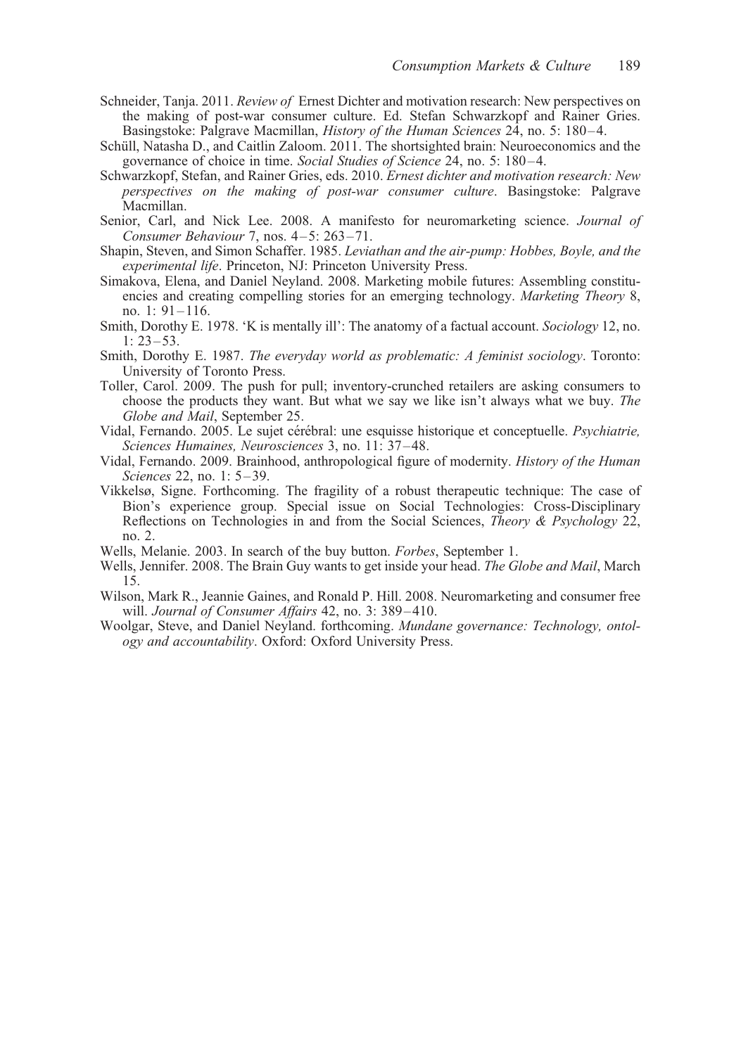Schneider, Tanja. 2011. *Review of* Ernest Dichter and motivation research: New perspectives on the making of post-war consumer culture. Ed. Stefan Schwarzkopf and Rainer Gries. Basingstoke: Palgrave Macmillan, *History of the Human Sciences* 24, no. 5: 180–4.

Schüll, Natasha D., and Caitlin Zaloom. 2011. The shortsighted brain: Neuroeconomics and the governance of choice in time. *Social Studies of Science* 24, no. 5: 180–4.

Schwarzkopf, Stefan, and Rainer Gries, eds. 2010. *Ernest dichter and motivation research: New perspectives on the making of post-war consumer culture*. Basingstoke: Palgrave Macmillan.

Senior, Carl, and Nick Lee. 2008. A manifesto for neuromarketing science. *Journal of Consumer Behaviour* 7, nos. 4–5: 263–71.

Shapin, Steven, and Simon Schaffer. 1985. *Leviathan and the air-pump: Hobbes, Boyle, and the experimental life*. Princeton, NJ: Princeton University Press.

Simakova, Elena, and Daniel Neyland. 2008. Marketing mobile futures: Assembling constituencies and creating compelling stories for an emerging technology. *Marketing Theory* 8, no. 1: 91–116.

Smith, Dorothy E. 1978. 'K is mentally ill': The anatomy of a factual account. *Sociology* 12, no. 1: 23–53.

Smith, Dorothy E. 1987. *The everyday world as problematic: A feminist sociology*. Toronto: University of Toronto Press.

Toller, Carol. 2009. The push for pull; inventory-crunched retailers are asking consumers to choose the products they want. But what we say we like isn't always what we buy. *The Globe and Mail*, September 25.

Vidal, Fernando. 2005. Le sujet cérébral: une esquisse historique et conceptuelle. *Psychiatrie, Sciences Humaines, Neurosciences* 3, no. 11: 37–48.

Vidal, Fernando. 2009. Brainhood, anthropological figure of modernity. *History of the Human Sciences* 22, no. 1: 5–39.

Vikkelsø, Signe. Forthcoming. The fragility of a robust therapeutic technique: The case of Bion's experience group. Special issue on Social Technologies: Cross-Disciplinary Reflections on Technologies in and from the Social Sciences, *Theory & Psychology* 22, no. 2.

Wells, Melanie. 2003. In search of the buy button. *Forbes*, September 1.

Wells, Jennifer. 2008. The Brain Guy wants to get inside your head. *The Globe and Mail*, March 15.

Wilson, Mark R., Jeannie Gaines, and Ronald P. Hill. 2008. Neuromarketing and consumer free will. *Journal of Consumer Affairs* 42, no. 3: 389–410.

Woolgar, Steve, and Daniel Neyland. forthcoming. *Mundane governance: Technology, ontology and accountability*. Oxford: Oxford University Press.